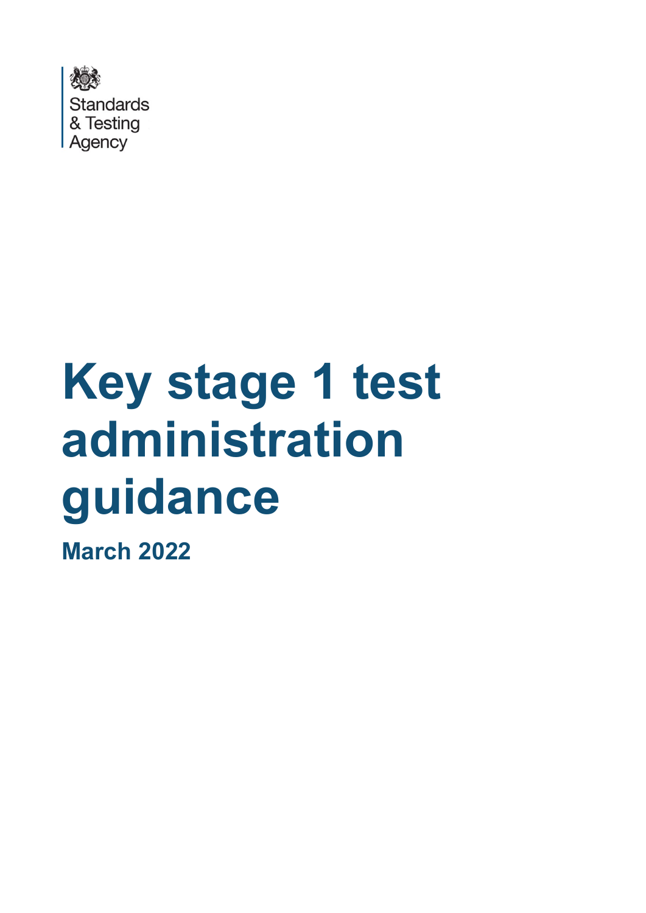Standards & Testing Agency

# Key stage 1 test administration guidance

**March 2022**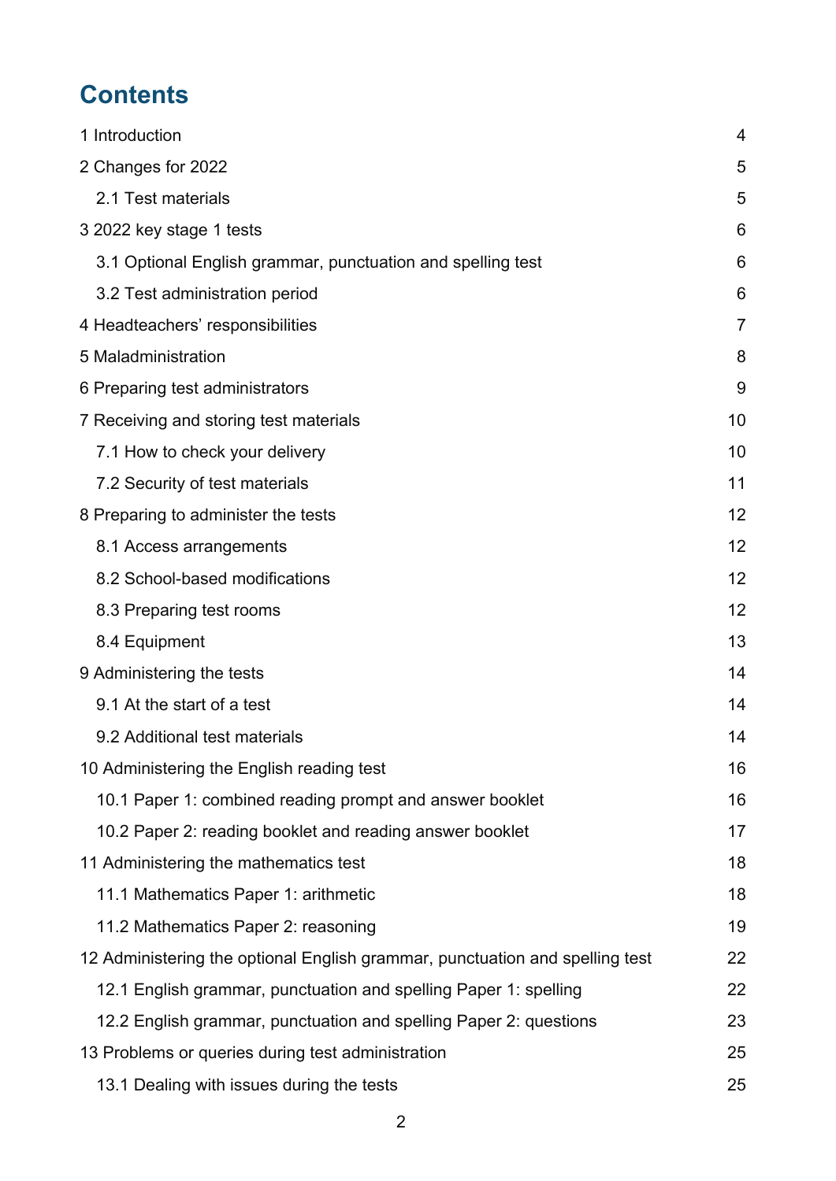# Contents

| | |
|---|---|
| 1 Introduction | 4 |
| 2 Changes for 2022 | 5 |
| 2.1 Test materials | 5 |
| 3 2022 key stage 1 tests | 6 |
| 3.1 Optional English grammar, punctuation and spelling test | 6 |
| 3.2 Test administration period | 6 |
| 4 Headteachers' responsibilities | 7 |
| 5 Maladministration | 8 |
| 6 Preparing test administrators | 9 |
| 7 Receiving and storing test materials | 10 |
| 7.1 How to check your delivery | 10 |
| 7.2 Security of test materials | 11 |
| 8 Preparing to administer the tests | 12 |
| 8.1 Access arrangements | 12 |
| 8.2 School-based modifications | 12 |
| 8.3 Preparing test rooms | 12 |
| 8.4 Equipment | 13 |
| 9 Administering the tests | 14 |
| 9.1 At the start of a test | 14 |
| 9.2 Additional test materials | 14 |
| 10 Administering the English reading test | 16 |
| 10.1 Paper 1: combined reading prompt and answer booklet | 16 |
| 10.2 Paper 2: reading booklet and reading answer booklet | 17 |
| 11 Administering the mathematics test | 18 |
| 11.1 Mathematics Paper 1: arithmetic | 18 |
| 11.2 Mathematics Paper 2: reasoning | 19 |
| 12 Administering the optional English grammar, punctuation and spelling test | 22 |
| 12.1 English grammar, punctuation and spelling Paper 1: spelling | 22 |
| 12.2 English grammar, punctuation and spelling Paper 2: questions | 23 |
| 13 Problems or queries during test administration | 25 |
| 13.1 Dealing with issues during the tests | 25 |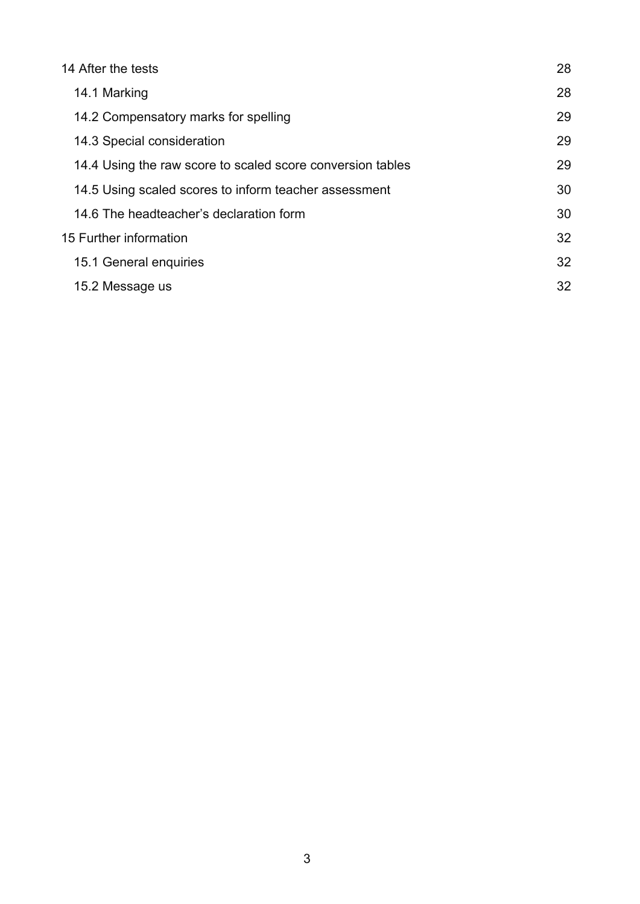| | |
|---|---|
| 14 After the tests | 28 |
| 14.1 Marking | 28 |
| 14.2 Compensatory marks for spelling | 29 |
| 14.3 Special consideration | 29 |
| 14.4 Using the raw score to scaled score conversion tables | 29 |
| 14.5 Using scaled scores to inform teacher assessment | 30 |
| 14.6 The headteacher's declaration form | 30 |
| 15 Further information | 32 |
| 15.1 General enquiries | 32 |
| 15.2 Message us | 32 |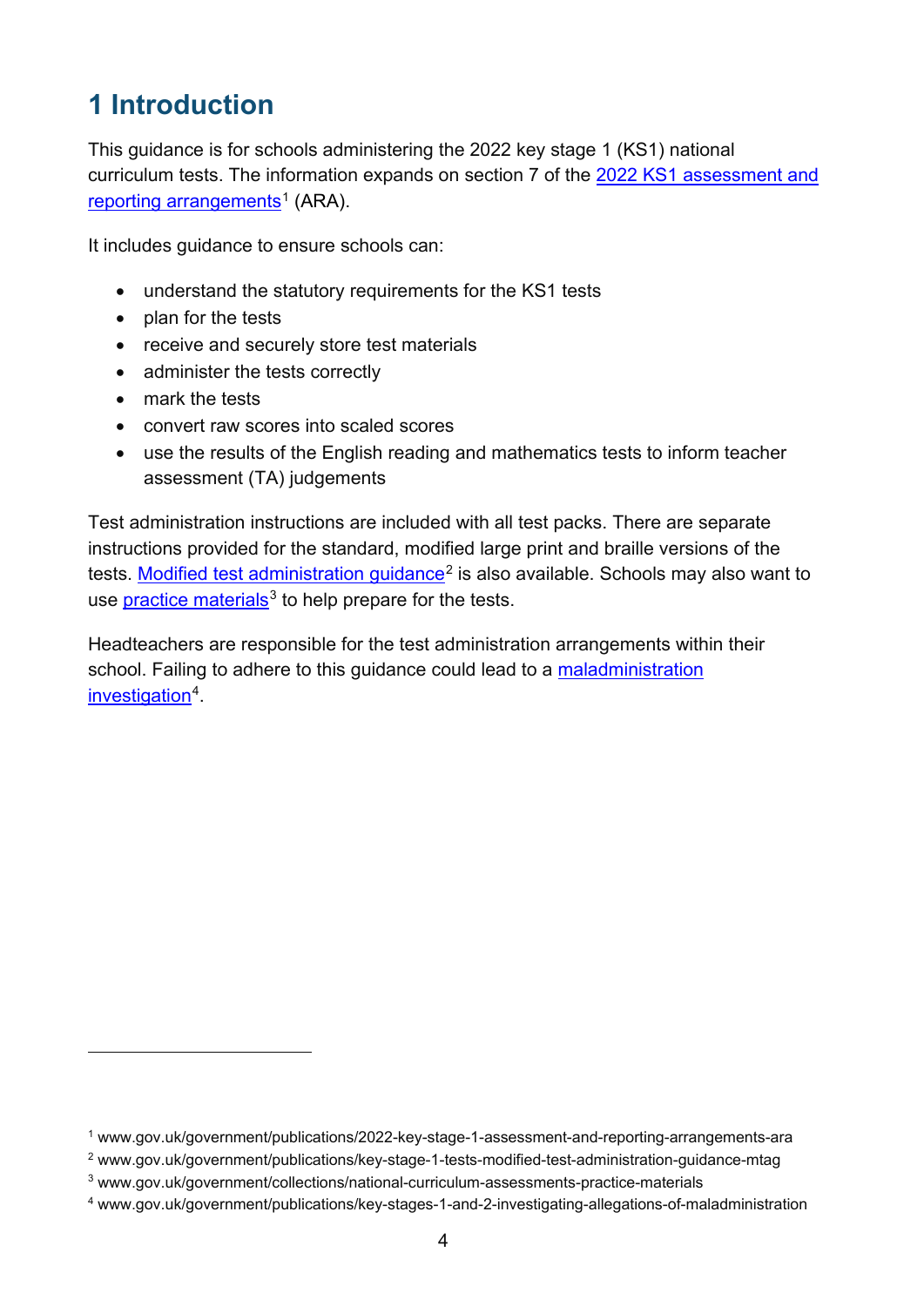# 1 Introduction

This guidance is for schools administering the 2022 key stage 1 (KS1) national curriculum tests. The information expands on section 7 of the 2022 KS1 assessment and reporting arrangements[1] (ARA).

It includes guidance to ensure schools can:

- understand the statutory requirements for the KS1 tests
- plan for the tests
- receive and securely store test materials
- administer the tests correctly
- mark the tests
- convert raw scores into scaled scores
- use the results of the English reading and mathematics tests to inform teacher assessment (TA) judgements

Test administration instructions are included with all test packs. There are separate instructions provided for the standard, modified large print and braille versions of the tests. Modified test administration guidance[2] is also available. Schools may also want to use practice materials[3] to help prepare for the tests.

Headteachers are responsible for the test administration arrangements within their school. Failing to adhere to this guidance could lead to a maladministration investigation[4].

---

[1] www.gov.uk/government/publications/2022-key-stage-1-assessment-and-reporting-arrangements-ara

[2] www.gov.uk/government/publications/key-stage-1-tests-modified-test-administration-guidance-mtag

[3] www.gov.uk/government/collections/national-curriculum-assessments-practice-materials

[4] www.gov.uk/government/publications/key-stages-1-and-2-investigating-allegations-of-maladministration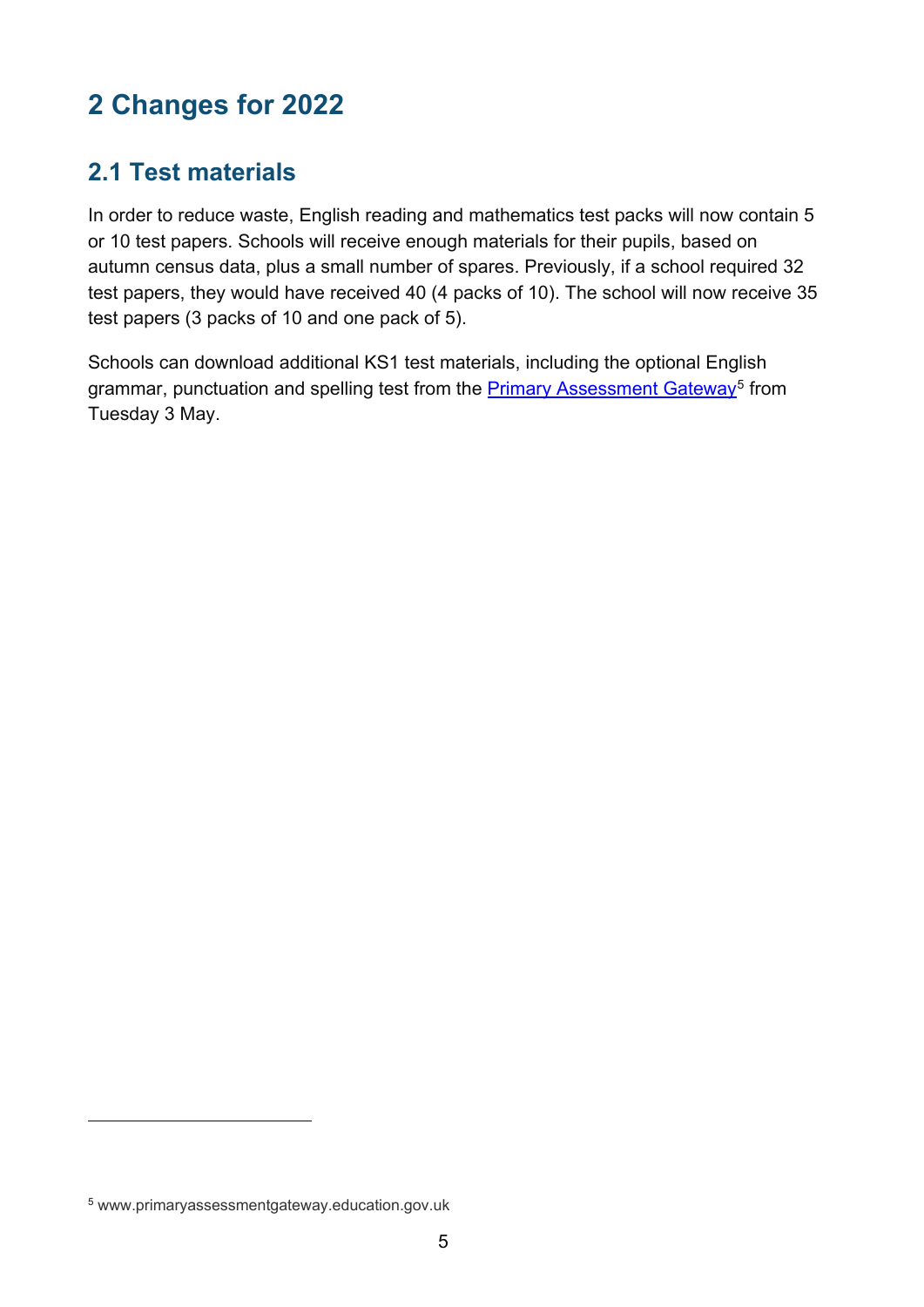# 2 Changes for 2022

## 2.1 Test materials

In order to reduce waste, English reading and mathematics test packs will now contain 5 or 10 test papers. Schools will receive enough materials for their pupils, based on autumn census data, plus a small number of spares. Previously, if a school required 32 test papers, they would have received 40 (4 packs of 10). The school will now receive 35 test papers (3 packs of 10 and one pack of 5).

Schools can download additional KS1 test materials, including the optional English grammar, punctuation and spelling test from the Primary Assessment Gateway[5] from Tuesday 3 May.

[5] www.primaryassessmentgateway.education.gov.uk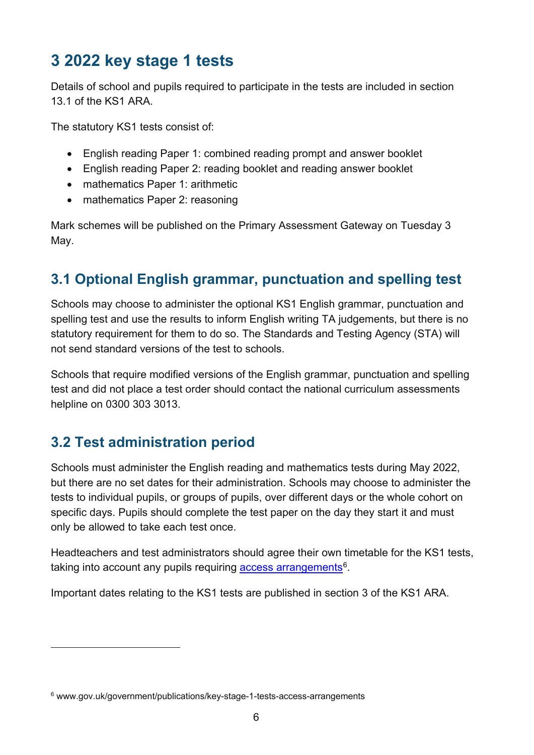## 3 2022 key stage 1 tests

Details of school and pupils required to participate in the tests are included in section 13.1 of the KS1 ARA.

The statutory KS1 tests consist of:

- English reading Paper 1: combined reading prompt and answer booklet
- English reading Paper 2: reading booklet and reading answer booklet
- mathematics Paper 1: arithmetic
- mathematics Paper 2: reasoning

Mark schemes will be published on the Primary Assessment Gateway on Tuesday 3 May.

### 3.1 Optional English grammar, punctuation and spelling test

Schools may choose to administer the optional KS1 English grammar, punctuation and spelling test and use the results to inform English writing TA judgements, but there is no statutory requirement for them to do so. The Standards and Testing Agency (STA) will not send standard versions of the test to schools.

Schools that require modified versions of the English grammar, punctuation and spelling test and did not place a test order should contact the national curriculum assessments helpline on 0300 303 3013.

### 3.2 Test administration period

Schools must administer the English reading and mathematics tests during May 2022, but there are no set dates for their administration. Schools may choose to administer the tests to individual pupils, or groups of pupils, over different days or the whole cohort on specific days. Pupils should complete the test paper on the day they start it and must only be allowed to take each test once.

Headteachers and test administrators should agree their own timetable for the KS1 tests, taking into account any pupils requiring [access arrangements](www.gov.uk/government/publications/key-stage-1-tests-access-arrangements)[6].

Important dates relating to the KS1 tests are published in section 3 of the KS1 ARA.

[6] www.gov.uk/government/publications/key-stage-1-tests-access-arrangements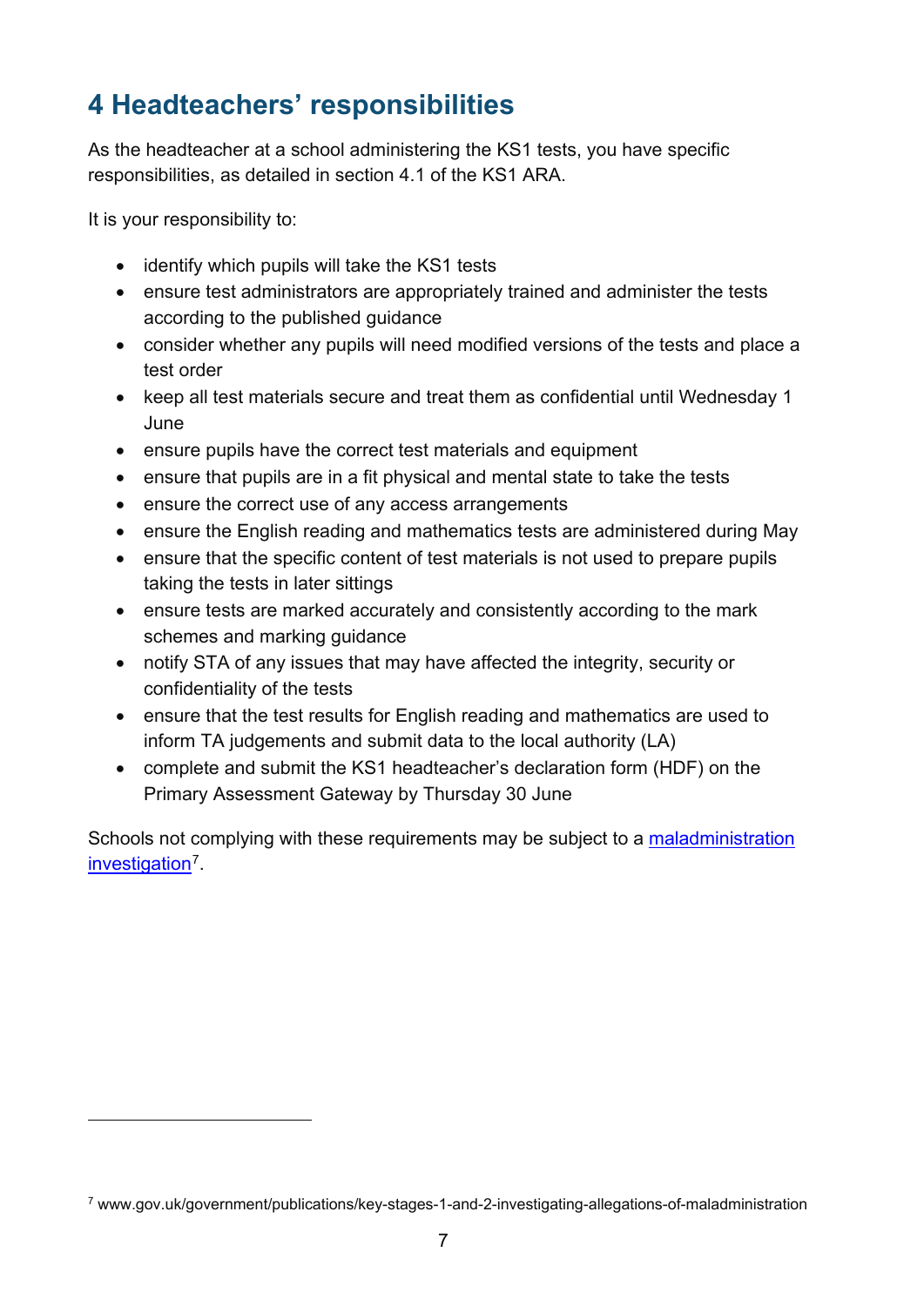# 4 Headteachers' responsibilities

As the headteacher at a school administering the KS1 tests, you have specific responsibilities, as detailed in section 4.1 of the KS1 ARA.

It is your responsibility to:

- identify which pupils will take the KS1 tests
- ensure test administrators are appropriately trained and administer the tests according to the published guidance
- consider whether any pupils will need modified versions of the tests and place a test order
- keep all test materials secure and treat them as confidential until Wednesday 1 June
- ensure pupils have the correct test materials and equipment
- ensure that pupils are in a fit physical and mental state to take the tests
- ensure the correct use of any access arrangements
- ensure the English reading and mathematics tests are administered during May
- ensure that the specific content of test materials is not used to prepare pupils taking the tests in later sittings
- ensure tests are marked accurately and consistently according to the mark schemes and marking guidance
- notify STA of any issues that may have affected the integrity, security or confidentiality of the tests
- ensure that the test results for English reading and mathematics are used to inform TA judgements and submit data to the local authority (LA)
- complete and submit the KS1 headteacher's declaration form (HDF) on the Primary Assessment Gateway by Thursday 30 June

Schools not complying with these requirements may be subject to a [maladministration investigation](www.gov.uk/government/publications/key-stages-1-and-2-investigating-allegations-of-maladministration)[7].

---

[7] www.gov.uk/government/publications/key-stages-1-and-2-investigating-allegations-of-maladministration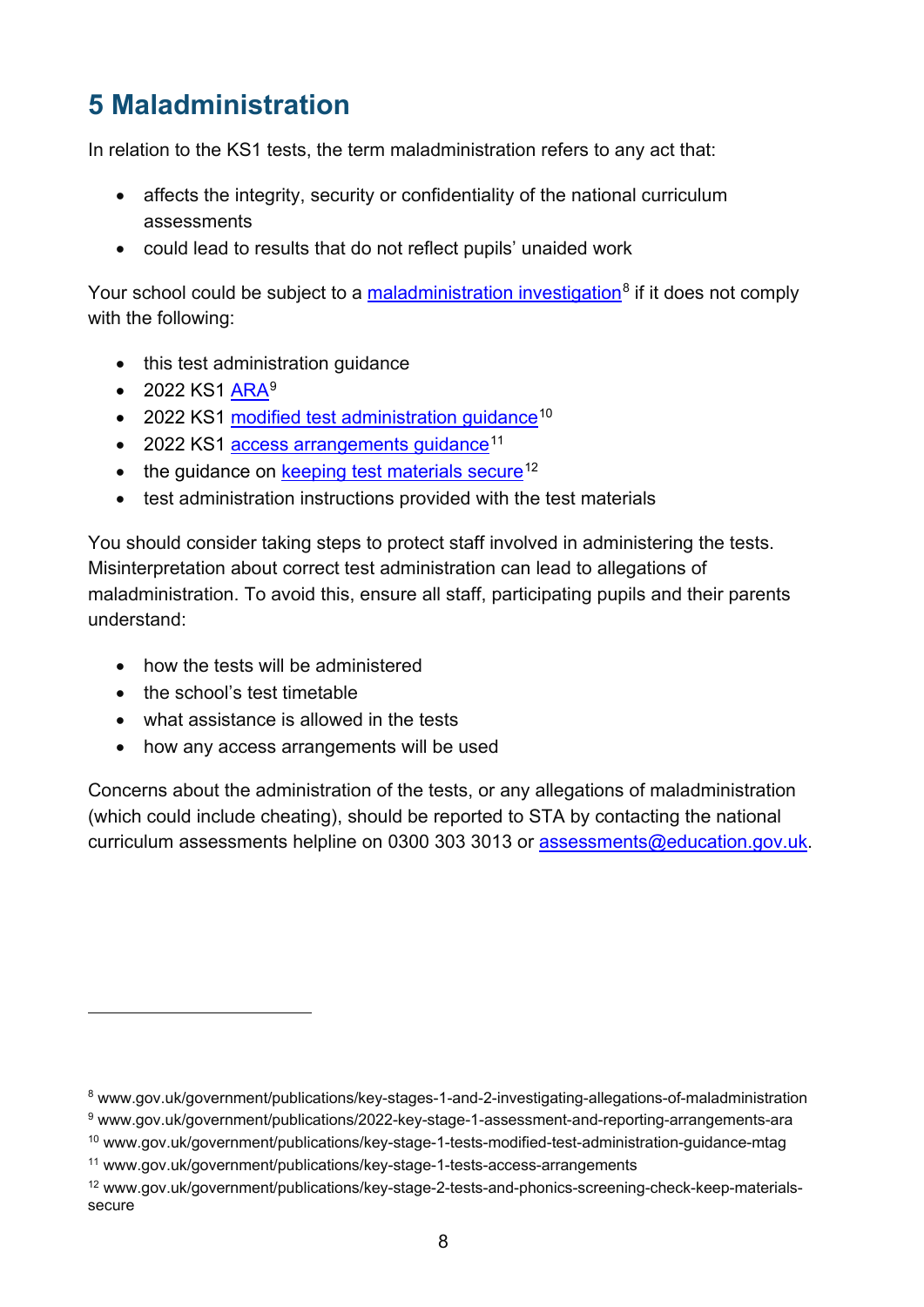# 5 Maladministration

In relation to the KS1 tests, the term maladministration refers to any act that:

- affects the integrity, security or confidentiality of the national curriculum assessments
- could lead to results that do not reflect pupils' unaided work

Your school could be subject to a maladministration investigation[8] if it does not comply with the following:

- this test administration guidance
- 2022 KS1 ARA[9]
- 2022 KS1 modified test administration guidance[10]
- 2022 KS1 access arrangements guidance[11]
- the guidance on keeping test materials secure[12]
- test administration instructions provided with the test materials

You should consider taking steps to protect staff involved in administering the tests. Misinterpretation about correct test administration can lead to allegations of maladministration. To avoid this, ensure all staff, participating pupils and their parents understand:

- how the tests will be administered
- the school's test timetable
- what assistance is allowed in the tests
- how any access arrangements will be used

Concerns about the administration of the tests, or any allegations of maladministration (which could include cheating), should be reported to STA by contacting the national curriculum assessments helpline on 0300 303 3013 or assessments@education.gov.uk.

---

[8] www.gov.uk/government/publications/key-stages-1-and-2-investigating-allegations-of-maladministration

[9] www.gov.uk/government/publications/2022-key-stage-1-assessment-and-reporting-arrangements-ara

[10] www.gov.uk/government/publications/key-stage-1-tests-modified-test-administration-guidance-mtag

[11] www.gov.uk/government/publications/key-stage-1-tests-access-arrangements

[12] www.gov.uk/government/publications/key-stage-2-tests-and-phonics-screening-check-keep-materials-secure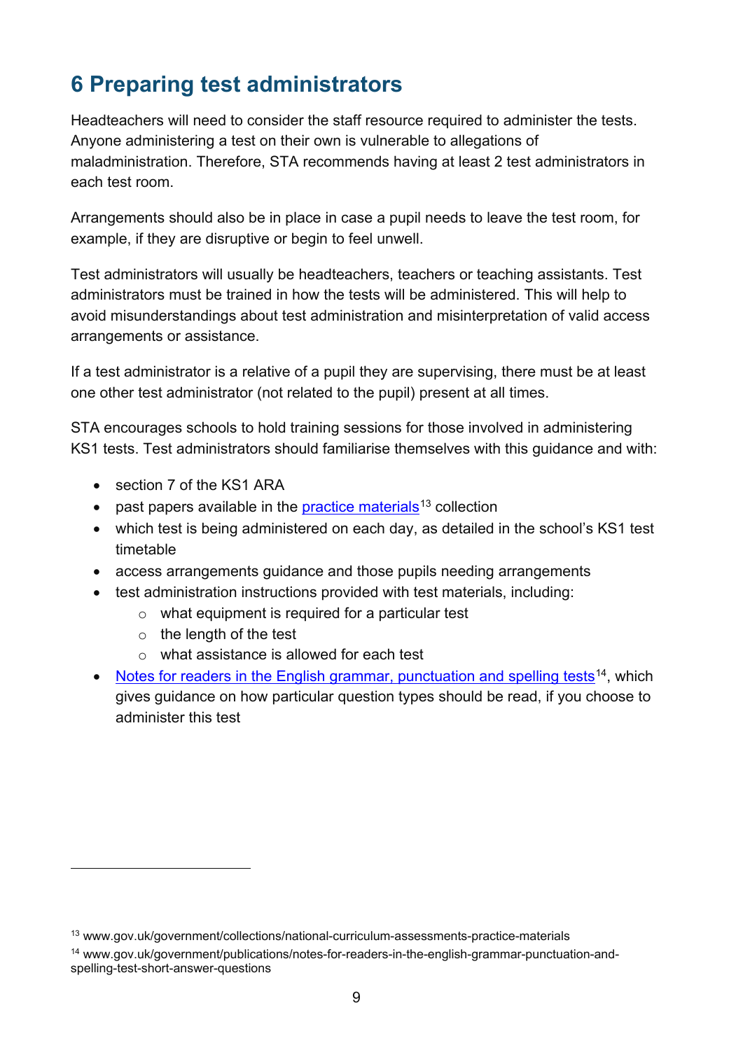## 6 Preparing test administrators

Headteachers will need to consider the staff resource required to administer the tests. Anyone administering a test on their own is vulnerable to allegations of maladministration. Therefore, STA recommends having at least 2 test administrators in each test room.

Arrangements should also be in place in case a pupil needs to leave the test room, for example, if they are disruptive or begin to feel unwell.

Test administrators will usually be headteachers, teachers or teaching assistants. Test administrators must be trained in how the tests will be administered. This will help to avoid misunderstandings about test administration and misinterpretation of valid access arrangements or assistance.

If a test administrator is a relative of a pupil they are supervising, there must be at least one other test administrator (not related to the pupil) present at all times.

STA encourages schools to hold training sessions for those involved in administering KS1 tests. Test administrators should familiarise themselves with this guidance and with:

- section 7 of the KS1 ARA
- past papers available in the practice materials[13] collection
- which test is being administered on each day, as detailed in the school's KS1 test timetable
- access arrangements guidance and those pupils needing arrangements
- test administration instructions provided with test materials, including:
  - what equipment is required for a particular test
  - the length of the test
  - what assistance is allowed for each test
- Notes for readers in the English grammar, punctuation and spelling tests[14], which gives guidance on how particular question types should be read, if you choose to administer this test

[13] www.gov.uk/government/collections/national-curriculum-assessments-practice-materials

[14] www.gov.uk/government/publications/notes-for-readers-in-the-english-grammar-punctuation-and-spelling-test-short-answer-questions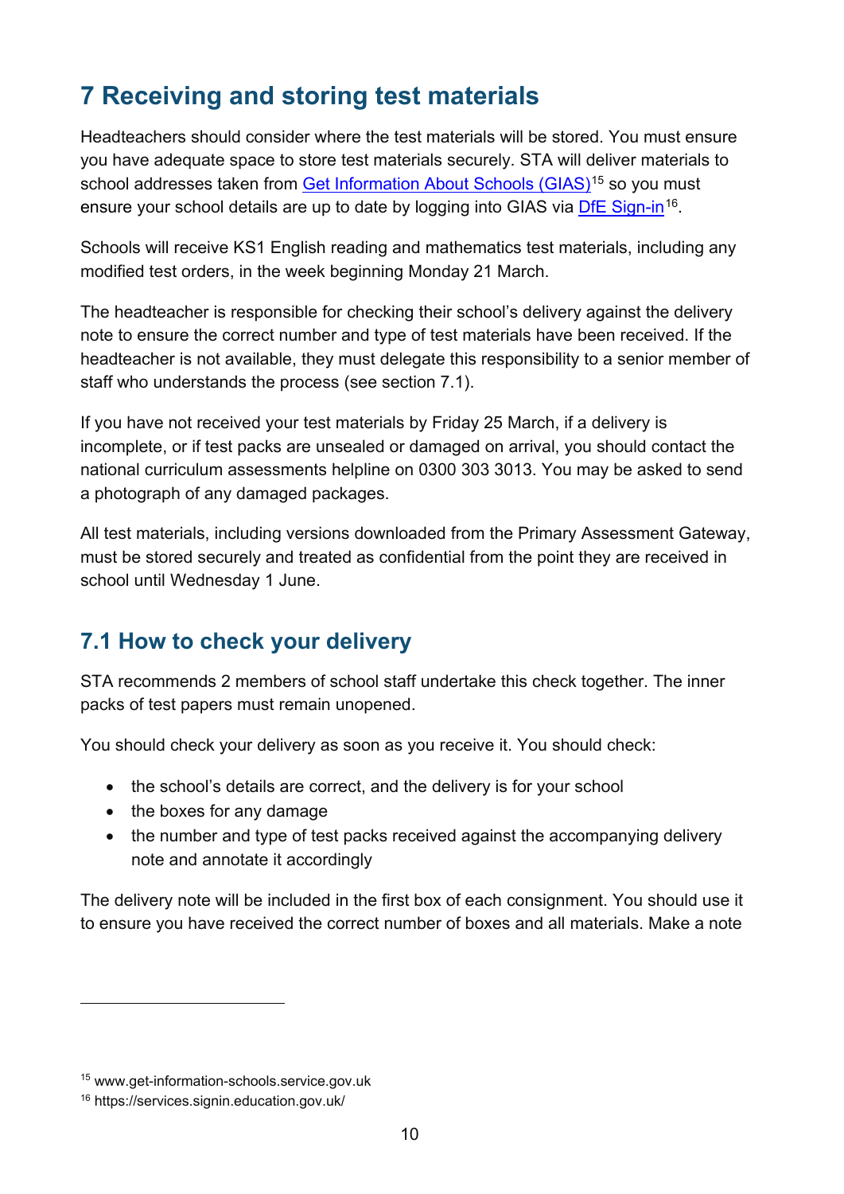# 7 Receiving and storing test materials

Headteachers should consider where the test materials will be stored. You must ensure you have adequate space to store test materials securely. STA will deliver materials to school addresses taken from [Get Information About Schools (GIAS)][15] so you must ensure your school details are up to date by logging into GIAS via [DfE Sign-in][16].

Schools will receive KS1 English reading and mathematics test materials, including any modified test orders, in the week beginning Monday 21 March.

The headteacher is responsible for checking their school's delivery against the delivery note to ensure the correct number and type of test materials have been received. If the headteacher is not available, they must delegate this responsibility to a senior member of staff who understands the process (see section 7.1).

If you have not received your test materials by Friday 25 March, if a delivery is incomplete, or if test packs are unsealed or damaged on arrival, you should contact the national curriculum assessments helpline on 0300 303 3013. You may be asked to send a photograph of any damaged packages.

All test materials, including versions downloaded from the Primary Assessment Gateway, must be stored securely and treated as confidential from the point they are received in school until Wednesday 1 June.

## 7.1 How to check your delivery

STA recommends 2 members of school staff undertake this check together. The inner packs of test papers must remain unopened.

You should check your delivery as soon as you receive it. You should check:

- the school's details are correct, and the delivery is for your school
- the boxes for any damage
- the number and type of test packs received against the accompanying delivery note and annotate it accordingly

The delivery note will be included in the first box of each consignment. You should use it to ensure you have received the correct number of boxes and all materials. Make a note

[15] www.get-information-schools.service.gov.uk
[16] https://services.signin.education.gov.uk/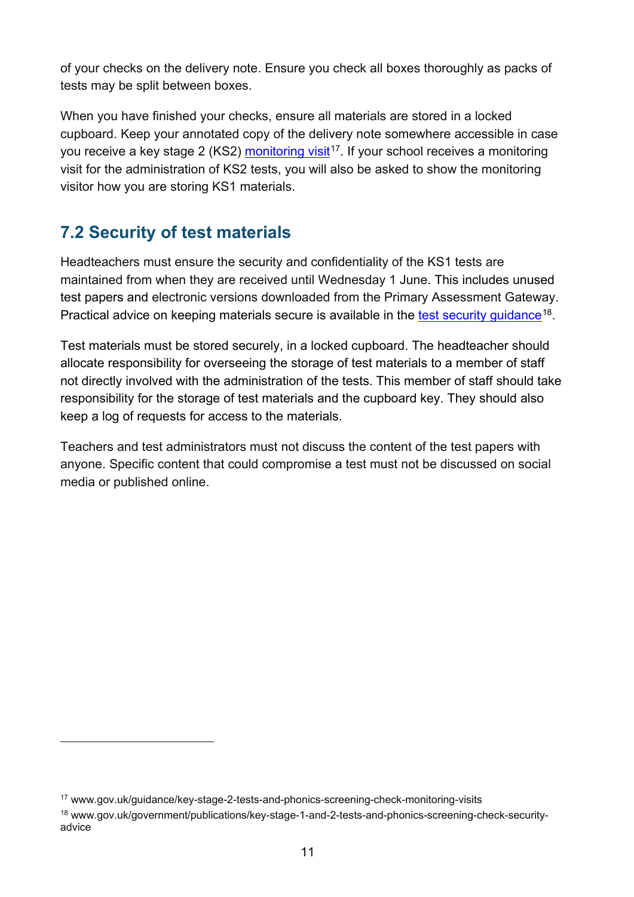of your checks on the delivery note. Ensure you check all boxes thoroughly as packs of tests may be split between boxes.

When you have finished your checks, ensure all materials are stored in a locked cupboard. Keep your annotated copy of the delivery note somewhere accessible in case you receive a key stage 2 (KS2) monitoring visit[17]. If your school receives a monitoring visit for the administration of KS2 tests, you will also be asked to show the monitoring visitor how you are storing KS1 materials.

## 7.2 Security of test materials

Headteachers must ensure the security and confidentiality of the KS1 tests are maintained from when they are received until Wednesday 1 June. This includes unused test papers and electronic versions downloaded from the Primary Assessment Gateway. Practical advice on keeping materials secure is available in the test security guidance[18].

Test materials must be stored securely, in a locked cupboard. The headteacher should allocate responsibility for overseeing the storage of test materials to a member of staff not directly involved with the administration of the tests. This member of staff should take responsibility for the storage of test materials and the cupboard key. They should also keep a log of requests for access to the materials.

Teachers and test administrators must not discuss the content of the test papers with anyone. Specific content that could compromise a test must not be discussed on social media or published online.

---

[17] www.gov.uk/guidance/key-stage-2-tests-and-phonics-screening-check-monitoring-visits

[18] www.gov.uk/government/publications/key-stage-1-and-2-tests-and-phonics-screening-check-security-advice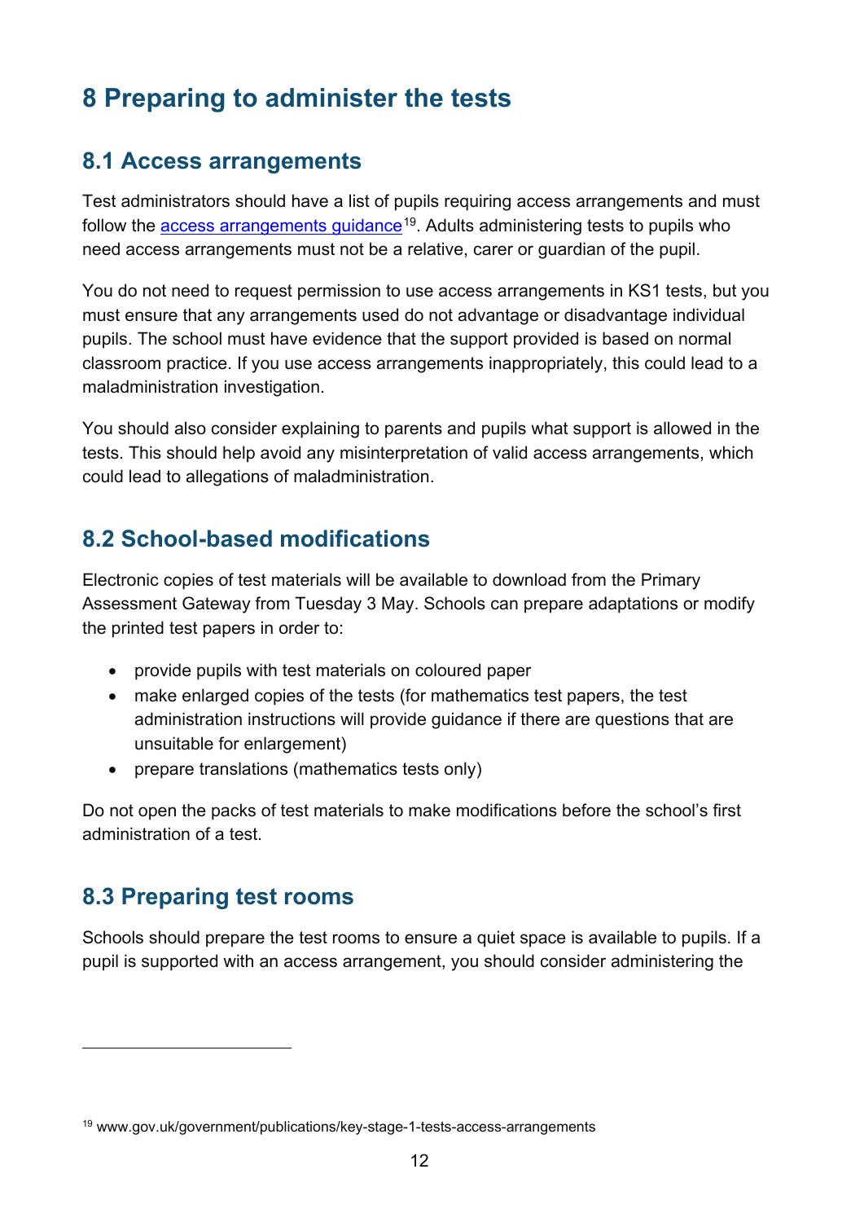# 8 Preparing to administer the tests

## 8.1 Access arrangements

Test administrators should have a list of pupils requiring access arrangements and must follow the access arrangements guidance[19]. Adults administering tests to pupils who need access arrangements must not be a relative, carer or guardian of the pupil.

You do not need to request permission to use access arrangements in KS1 tests, but you must ensure that any arrangements used do not advantage or disadvantage individual pupils. The school must have evidence that the support provided is based on normal classroom practice. If you use access arrangements inappropriately, this could lead to a maladministration investigation.

You should also consider explaining to parents and pupils what support is allowed in the tests. This should help avoid any misinterpretation of valid access arrangements, which could lead to allegations of maladministration.

## 8.2 School-based modifications

Electronic copies of test materials will be available to download from the Primary Assessment Gateway from Tuesday 3 May. Schools can prepare adaptations or modify the printed test papers in order to:

- provide pupils with test materials on coloured paper
- make enlarged copies of the tests (for mathematics test papers, the test administration instructions will provide guidance if there are questions that are unsuitable for enlargement)
- prepare translations (mathematics tests only)

Do not open the packs of test materials to make modifications before the school's first administration of a test.

## 8.3 Preparing test rooms

Schools should prepare the test rooms to ensure a quiet space is available to pupils. If a pupil is supported with an access arrangement, you should consider administering the

[19] www.gov.uk/government/publications/key-stage-1-tests-access-arrangements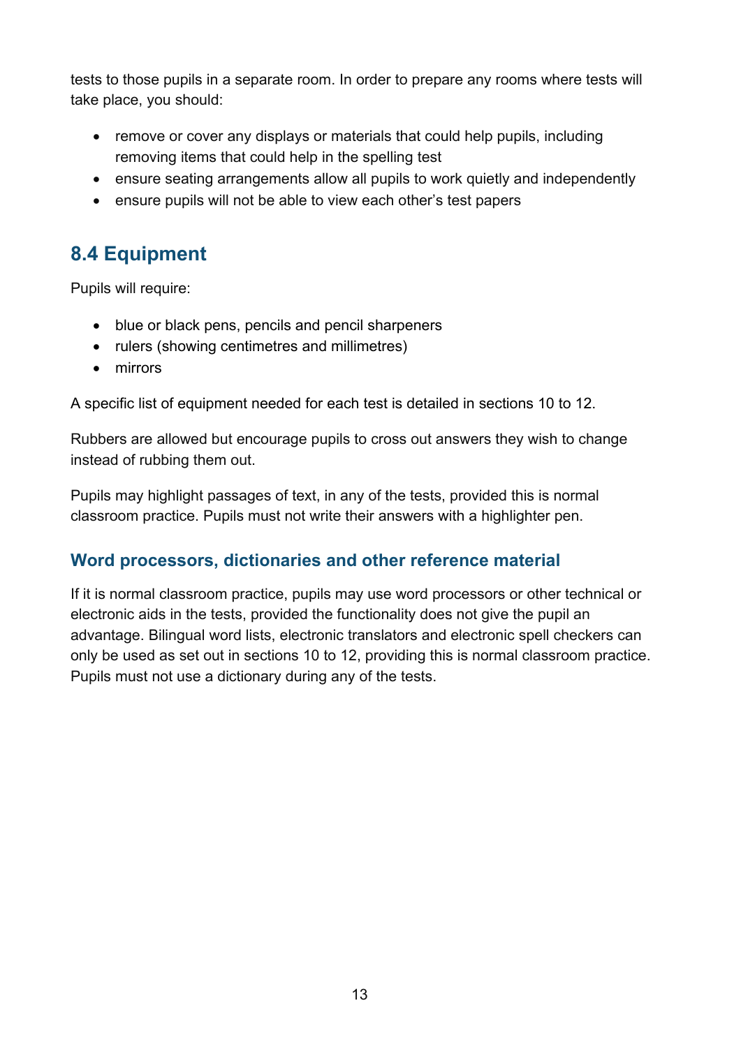tests to those pupils in a separate room. In order to prepare any rooms where tests will take place, you should:

- remove or cover any displays or materials that could help pupils, including removing items that could help in the spelling test
- ensure seating arrangements allow all pupils to work quietly and independently
- ensure pupils will not be able to view each other's test papers

## 8.4 Equipment

Pupils will require:

- blue or black pens, pencils and pencil sharpeners
- rulers (showing centimetres and millimetres)
- mirrors

A specific list of equipment needed for each test is detailed in sections 10 to 12.

Rubbers are allowed but encourage pupils to cross out answers they wish to change instead of rubbing them out.

Pupils may highlight passages of text, in any of the tests, provided this is normal classroom practice. Pupils must not write their answers with a highlighter pen.

### Word processors, dictionaries and other reference material

If it is normal classroom practice, pupils may use word processors or other technical or electronic aids in the tests, provided the functionality does not give the pupil an advantage. Bilingual word lists, electronic translators and electronic spell checkers can only be used as set out in sections 10 to 12, providing this is normal classroom practice. Pupils must not use a dictionary during any of the tests.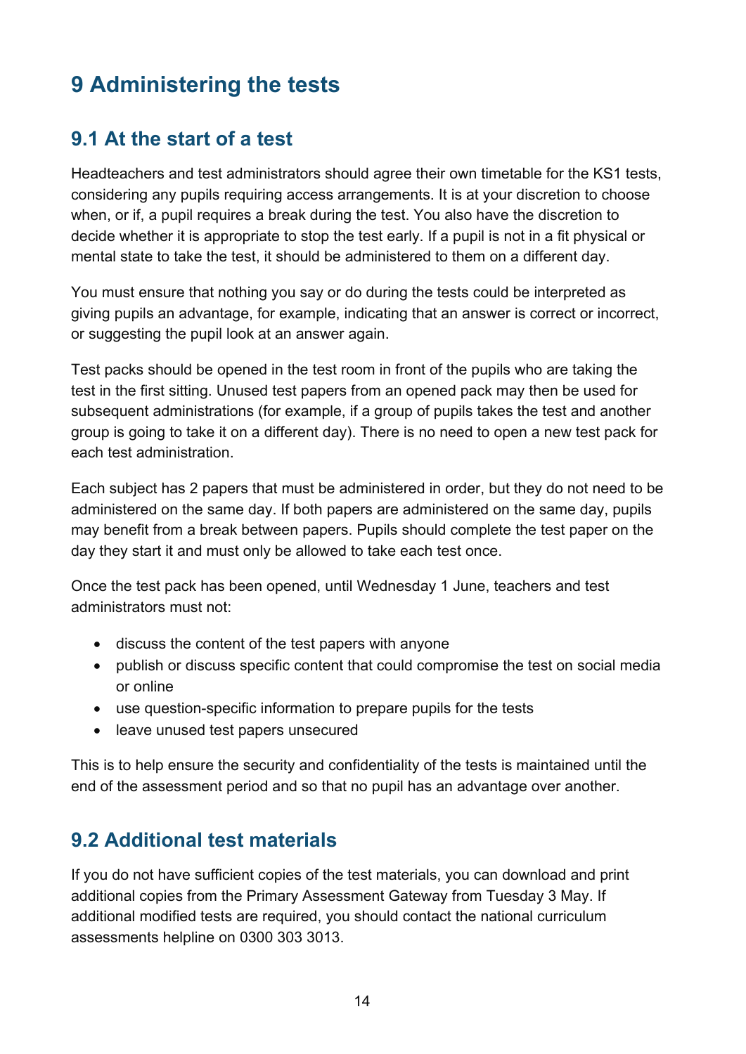# 9 Administering the tests

## 9.1 At the start of a test

Headteachers and test administrators should agree their own timetable for the KS1 tests, considering any pupils requiring access arrangements. It is at your discretion to choose when, or if, a pupil requires a break during the test. You also have the discretion to decide whether it is appropriate to stop the test early. If a pupil is not in a fit physical or mental state to take the test, it should be administered to them on a different day.

You must ensure that nothing you say or do during the tests could be interpreted as giving pupils an advantage, for example, indicating that an answer is correct or incorrect, or suggesting the pupil look at an answer again.

Test packs should be opened in the test room in front of the pupils who are taking the test in the first sitting. Unused test papers from an opened pack may then be used for subsequent administrations (for example, if a group of pupils takes the test and another group is going to take it on a different day). There is no need to open a new test pack for each test administration.

Each subject has 2 papers that must be administered in order, but they do not need to be administered on the same day. If both papers are administered on the same day, pupils may benefit from a break between papers. Pupils should complete the test paper on the day they start it and must only be allowed to take each test once.

Once the test pack has been opened, until Wednesday 1 June, teachers and test administrators must not:

- discuss the content of the test papers with anyone
- publish or discuss specific content that could compromise the test on social media or online
- use question-specific information to prepare pupils for the tests
- leave unused test papers unsecured

This is to help ensure the security and confidentiality of the tests is maintained until the end of the assessment period and so that no pupil has an advantage over another.

## 9.2 Additional test materials

If you do not have sufficient copies of the test materials, you can download and print additional copies from the Primary Assessment Gateway from Tuesday 3 May. If additional modified tests are required, you should contact the national curriculum assessments helpline on 0300 303 3013.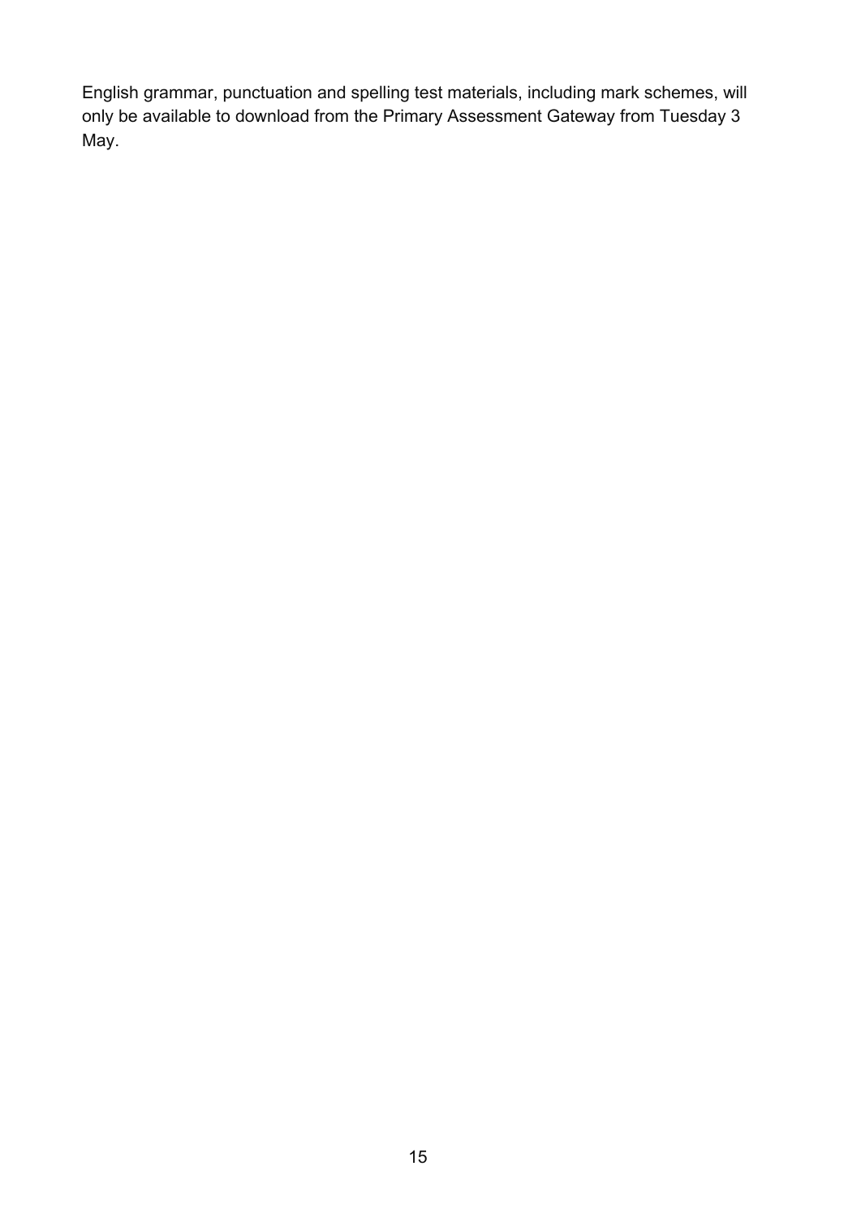English grammar, punctuation and spelling test materials, including mark schemes, will only be available to download from the Primary Assessment Gateway from Tuesday 3 May.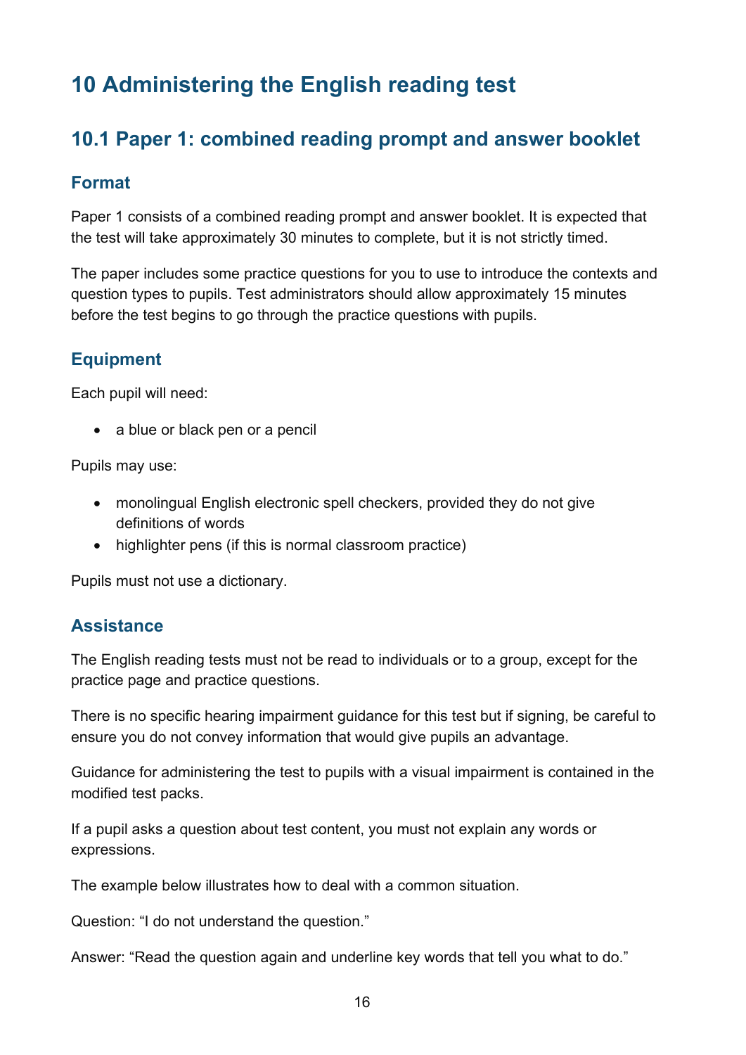# 10 Administering the English reading test

## 10.1 Paper 1: combined reading prompt and answer booklet

### Format

Paper 1 consists of a combined reading prompt and answer booklet. It is expected that the test will take approximately 30 minutes to complete, but it is not strictly timed.

The paper includes some practice questions for you to use to introduce the contexts and question types to pupils. Test administrators should allow approximately 15 minutes before the test begins to go through the practice questions with pupils.

### Equipment

Each pupil will need:

- a blue or black pen or a pencil

Pupils may use:

- monolingual English electronic spell checkers, provided they do not give definitions of words
- highlighter pens (if this is normal classroom practice)

Pupils must not use a dictionary.

### Assistance

The English reading tests must not be read to individuals or to a group, except for the practice page and practice questions.

There is no specific hearing impairment guidance for this test but if signing, be careful to ensure you do not convey information that would give pupils an advantage.

Guidance for administering the test to pupils with a visual impairment is contained in the modified test packs.

If a pupil asks a question about test content, you must not explain any words or expressions.

The example below illustrates how to deal with a common situation.

Question: "I do not understand the question."

Answer: "Read the question again and underline key words that tell you what to do."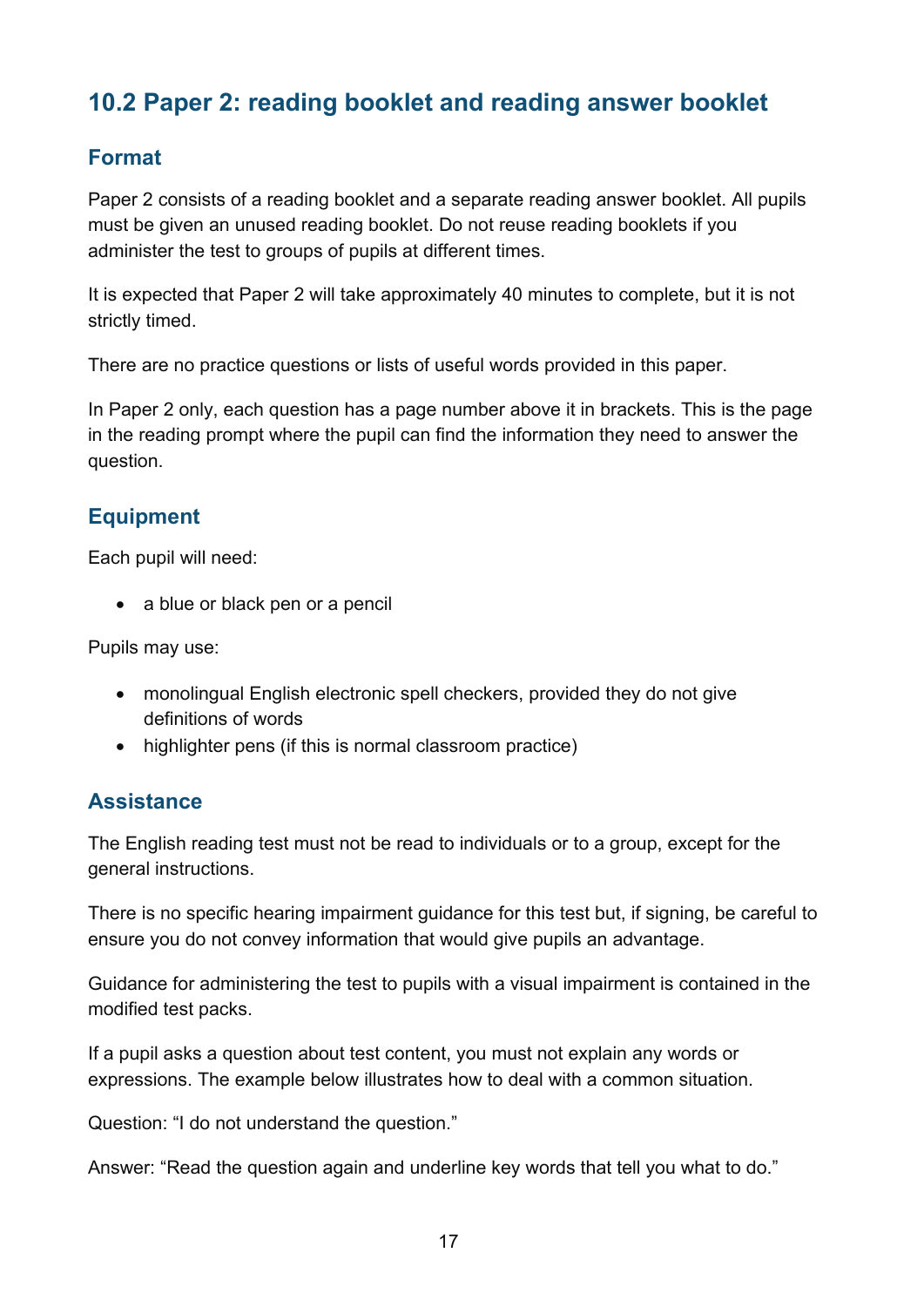## 10.2 Paper 2: reading booklet and reading answer booklet

### Format

Paper 2 consists of a reading booklet and a separate reading answer booklet. All pupils must be given an unused reading booklet. Do not reuse reading booklets if you administer the test to groups of pupils at different times.

It is expected that Paper 2 will take approximately 40 minutes to complete, but it is not strictly timed.

There are no practice questions or lists of useful words provided in this paper.

In Paper 2 only, each question has a page number above it in brackets. This is the page in the reading prompt where the pupil can find the information they need to answer the question.

### Equipment

Each pupil will need:

- a blue or black pen or a pencil

Pupils may use:

- monolingual English electronic spell checkers, provided they do not give definitions of words
- highlighter pens (if this is normal classroom practice)

### Assistance

The English reading test must not be read to individuals or to a group, except for the general instructions.

There is no specific hearing impairment guidance for this test but, if signing, be careful to ensure you do not convey information that would give pupils an advantage.

Guidance for administering the test to pupils with a visual impairment is contained in the modified test packs.

If a pupil asks a question about test content, you must not explain any words or expressions. The example below illustrates how to deal with a common situation.

Question: "I do not understand the question."

Answer: "Read the question again and underline key words that tell you what to do."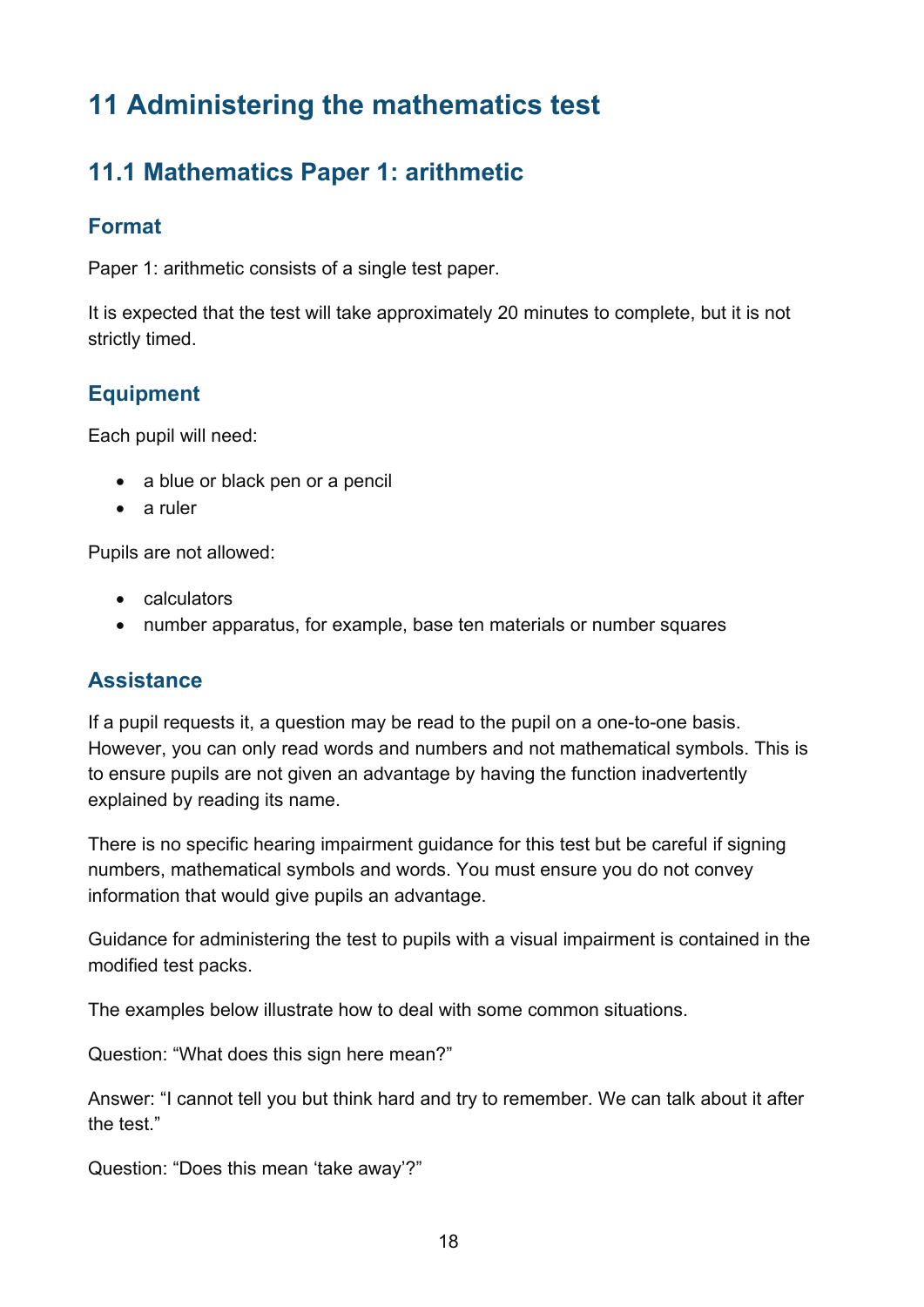# 11 Administering the mathematics test

## 11.1 Mathematics Paper 1: arithmetic

### Format

Paper 1: arithmetic consists of a single test paper.

It is expected that the test will take approximately 20 minutes to complete, but it is not strictly timed.

### Equipment

Each pupil will need:

- a blue or black pen or a pencil
- a ruler

Pupils are not allowed:

- calculators
- number apparatus, for example, base ten materials or number squares

### Assistance

If a pupil requests it, a question may be read to the pupil on a one-to-one basis. However, you can only read words and numbers and not mathematical symbols. This is to ensure pupils are not given an advantage by having the function inadvertently explained by reading its name.

There is no specific hearing impairment guidance for this test but be careful if signing numbers, mathematical symbols and words. You must ensure you do not convey information that would give pupils an advantage.

Guidance for administering the test to pupils with a visual impairment is contained in the modified test packs.

The examples below illustrate how to deal with some common situations.

Question: “What does this sign here mean?”

Answer: “I cannot tell you but think hard and try to remember. We can talk about it after the test.”

Question: “Does this mean ‘take away’?”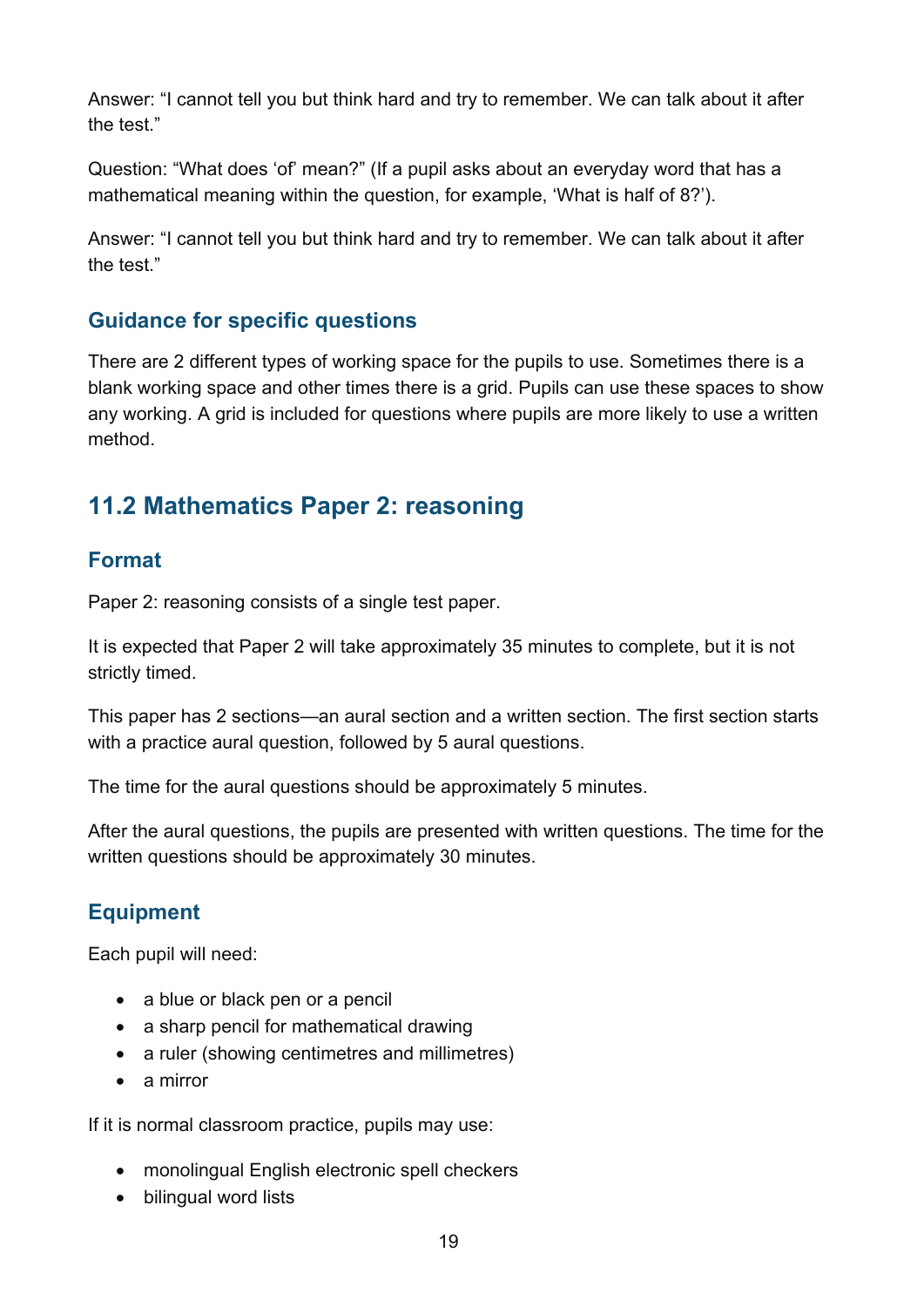Answer: "I cannot tell you but think hard and try to remember. We can talk about it after the test."

Question: "What does 'of' mean?" (If a pupil asks about an everyday word that has a mathematical meaning within the question, for example, 'What is half of 8?').

Answer: "I cannot tell you but think hard and try to remember. We can talk about it after the test."

### Guidance for specific questions

There are 2 different types of working space for the pupils to use. Sometimes there is a blank working space and other times there is a grid. Pupils can use these spaces to show any working. A grid is included for questions where pupils are more likely to use a written method.

## 11.2 Mathematics Paper 2: reasoning

### Format

Paper 2: reasoning consists of a single test paper.

It is expected that Paper 2 will take approximately 35 minutes to complete, but it is not strictly timed.

This paper has 2 sections—an aural section and a written section. The first section starts with a practice aural question, followed by 5 aural questions.

The time for the aural questions should be approximately 5 minutes.

After the aural questions, the pupils are presented with written questions. The time for the written questions should be approximately 30 minutes.

### Equipment

Each pupil will need:

- a blue or black pen or a pencil
- a sharp pencil for mathematical drawing
- a ruler (showing centimetres and millimetres)
- a mirror

If it is normal classroom practice, pupils may use:

- monolingual English electronic spell checkers
- bilingual word lists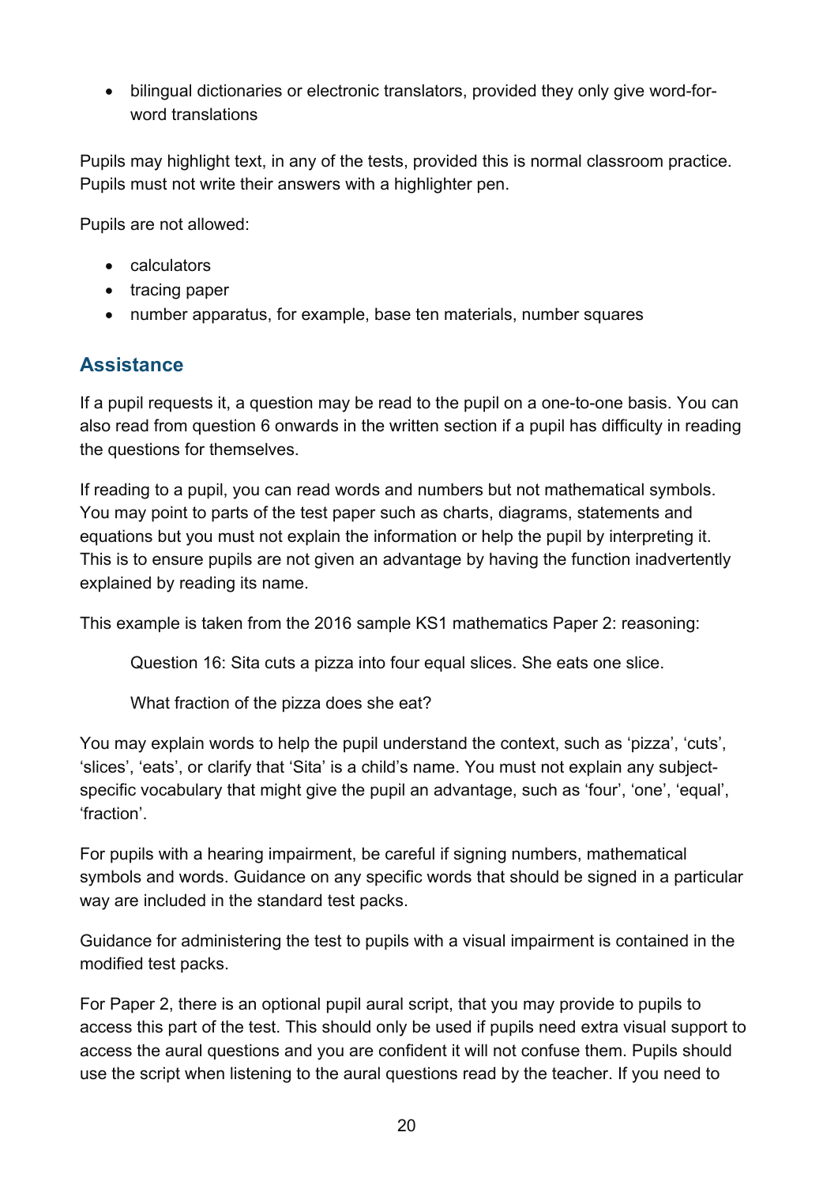- bilingual dictionaries or electronic translators, provided they only give word-for-word translations

Pupils may highlight text, in any of the tests, provided this is normal classroom practice. Pupils must not write their answers with a highlighter pen.

Pupils are not allowed:

- calculators
- tracing paper
- number apparatus, for example, base ten materials, number squares

## Assistance

If a pupil requests it, a question may be read to the pupil on a one-to-one basis. You can also read from question 6 onwards in the written section if a pupil has difficulty in reading the questions for themselves.

If reading to a pupil, you can read words and numbers but not mathematical symbols. You may point to parts of the test paper such as charts, diagrams, statements and equations but you must not explain the information or help the pupil by interpreting it. This is to ensure pupils are not given an advantage by having the function inadvertently explained by reading its name.

This example is taken from the 2016 sample KS1 mathematics Paper 2: reasoning:

> Question 16: Sita cuts a pizza into four equal slices. She eats one slice.
>
> What fraction of the pizza does she eat?

You may explain words to help the pupil understand the context, such as 'pizza', 'cuts', 'slices', 'eats', or clarify that 'Sita' is a child's name. You must not explain any subject-specific vocabulary that might give the pupil an advantage, such as 'four', 'one', 'equal', 'fraction'.

For pupils with a hearing impairment, be careful if signing numbers, mathematical symbols and words. Guidance on any specific words that should be signed in a particular way are included in the standard test packs.

Guidance for administering the test to pupils with a visual impairment is contained in the modified test packs.

For Paper 2, there is an optional pupil aural script, that you may provide to pupils to access this part of the test. This should only be used if pupils need extra visual support to access the aural questions and you are confident it will not confuse them. Pupils should use the script when listening to the aural questions read by the teacher. If you need to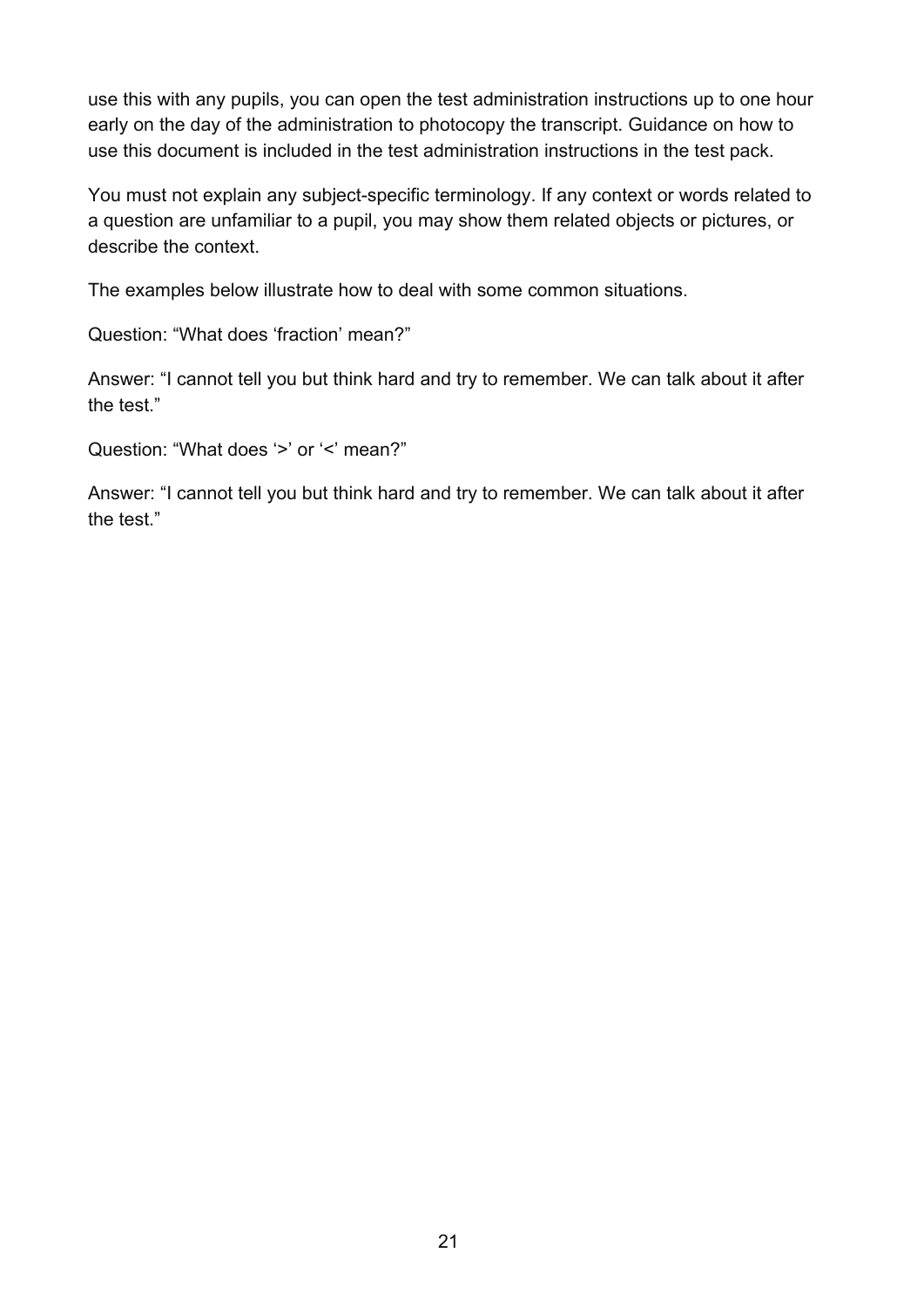use this with any pupils, you can open the test administration instructions up to one hour early on the day of the administration to photocopy the transcript. Guidance on how to use this document is included in the test administration instructions in the test pack.

You must not explain any subject-specific terminology. If any context or words related to a question are unfamiliar to a pupil, you may show them related objects or pictures, or describe the context.

The examples below illustrate how to deal with some common situations.

Question: "What does 'fraction' mean?"

Answer: "I cannot tell you but think hard and try to remember. We can talk about it after the test."

Question: "What does '>' or '<' mean?"

Answer: "I cannot tell you but think hard and try to remember. We can talk about it after the test."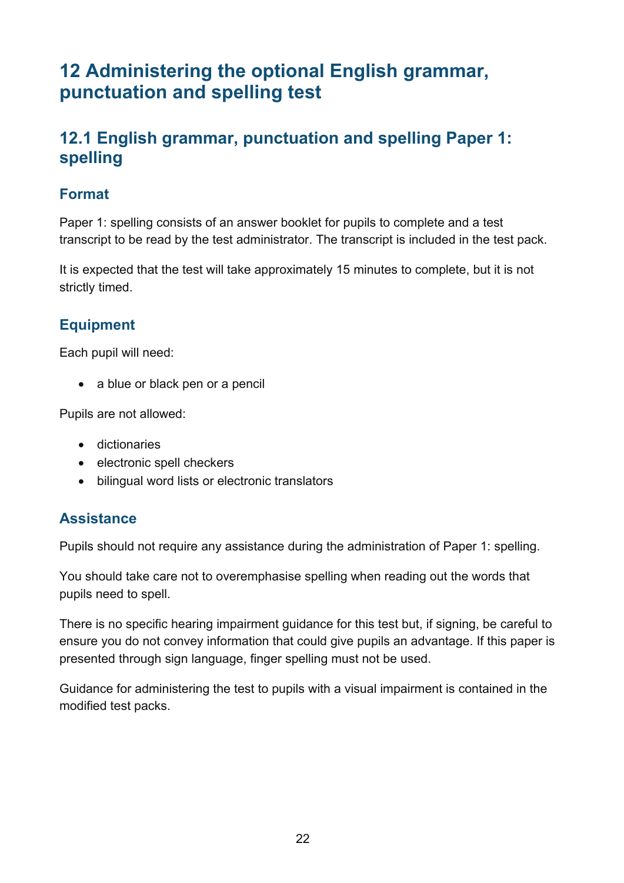# 12 Administering the optional English grammar, punctuation and spelling test

## 12.1 English grammar, punctuation and spelling Paper 1: spelling

### Format

Paper 1: spelling consists of an answer booklet for pupils to complete and a test transcript to be read by the test administrator. The transcript is included in the test pack.

It is expected that the test will take approximately 15 minutes to complete, but it is not strictly timed.

### Equipment

Each pupil will need:

- a blue or black pen or a pencil

Pupils are not allowed:

- dictionaries
- electronic spell checkers
- bilingual word lists or electronic translators

### Assistance

Pupils should not require any assistance during the administration of Paper 1: spelling.

You should take care not to overemphasise spelling when reading out the words that pupils need to spell.

There is no specific hearing impairment guidance for this test but, if signing, be careful to ensure you do not convey information that could give pupils an advantage. If this paper is presented through sign language, finger spelling must not be used.

Guidance for administering the test to pupils with a visual impairment is contained in the modified test packs.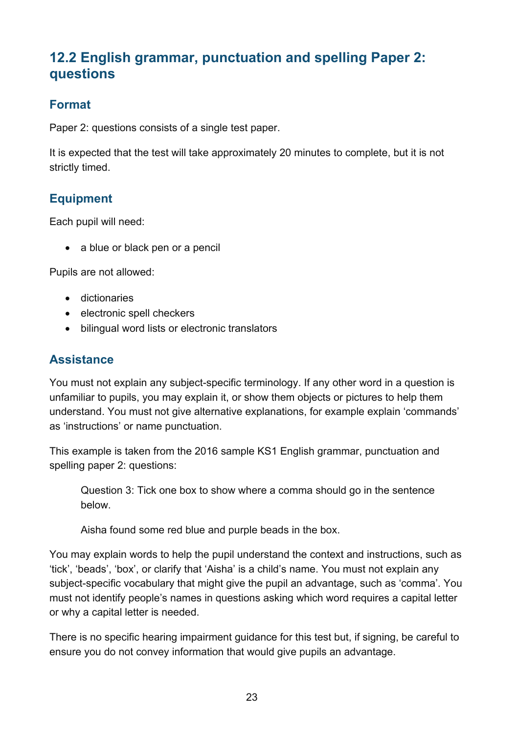## 12.2 English grammar, punctuation and spelling Paper 2: questions

### Format

Paper 2: questions consists of a single test paper.

It is expected that the test will take approximately 20 minutes to complete, but it is not strictly timed.

### Equipment

Each pupil will need:

- a blue or black pen or a pencil

Pupils are not allowed:

- dictionaries
- electronic spell checkers
- bilingual word lists or electronic translators

### Assistance

You must not explain any subject-specific terminology. If any other word in a question is unfamiliar to pupils, you may explain it, or show them objects or pictures to help them understand. You must not give alternative explanations, for example explain 'commands' as 'instructions' or name punctuation.

This example is taken from the 2016 sample KS1 English grammar, punctuation and spelling paper 2: questions:

> Question 3: Tick one box to show where a comma should go in the sentence below.
>
> Aisha found some red blue and purple beads in the box.

You may explain words to help the pupil understand the context and instructions, such as 'tick', 'beads', 'box', or clarify that 'Aisha' is a child's name. You must not explain any subject-specific vocabulary that might give the pupil an advantage, such as 'comma'. You must not identify people's names in questions asking which word requires a capital letter or why a capital letter is needed.

There is no specific hearing impairment guidance for this test but, if signing, be careful to ensure you do not convey information that would give pupils an advantage.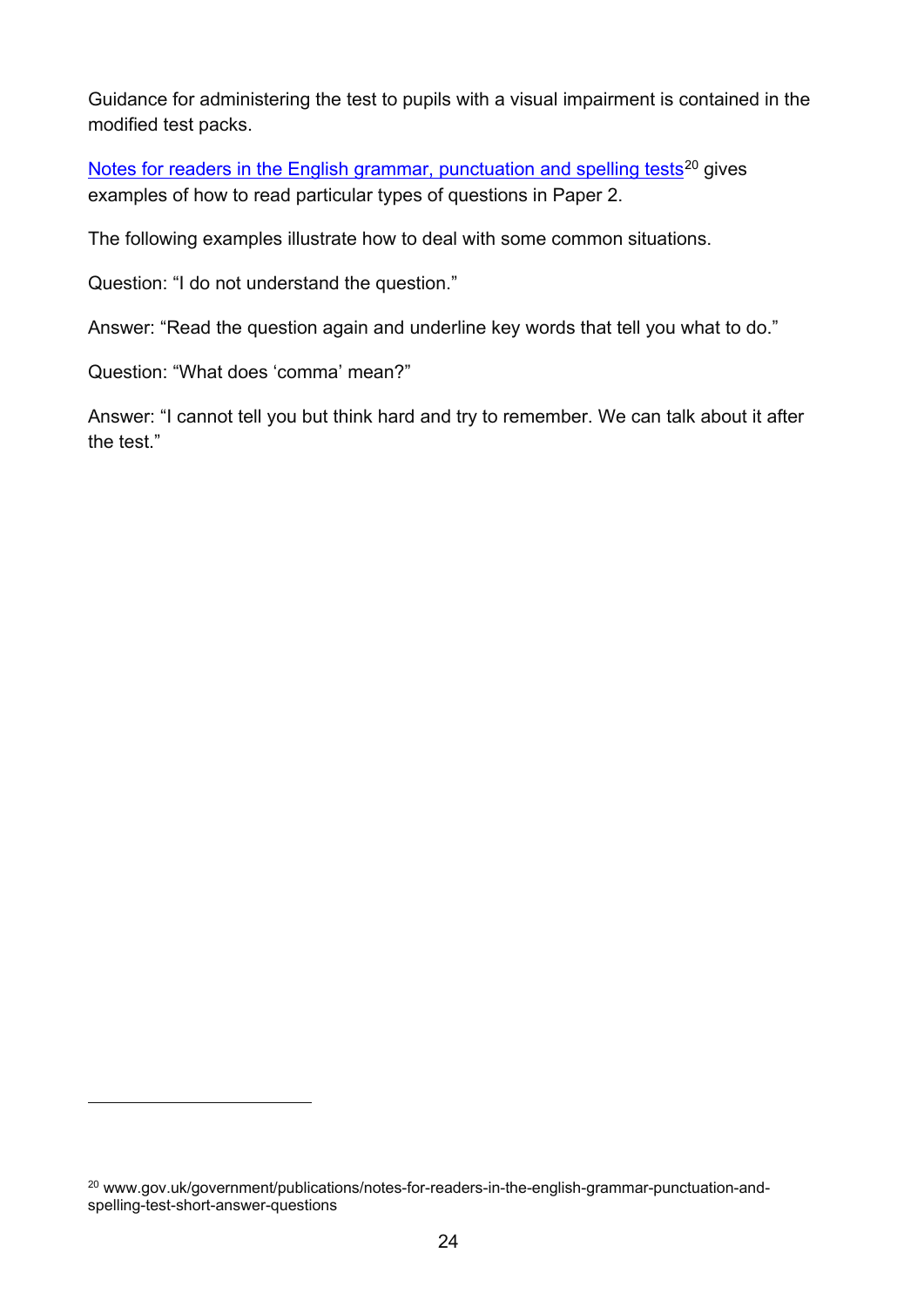Guidance for administering the test to pupils with a visual impairment is contained in the modified test packs.

[Notes for readers in the English grammar, punctuation and spelling tests](www.gov.uk/government/publications/notes-for-readers-in-the-english-grammar-punctuation-and-spelling-test-short-answer-questions)[20] gives examples of how to read particular types of questions in Paper 2.

The following examples illustrate how to deal with some common situations.

Question: "I do not understand the question."

Answer: "Read the question again and underline key words that tell you what to do."

Question: "What does 'comma' mean?"

Answer: "I cannot tell you but think hard and try to remember. We can talk about it after the test."

---

[20] www.gov.uk/government/publications/notes-for-readers-in-the-english-grammar-punctuation-and-spelling-test-short-answer-questions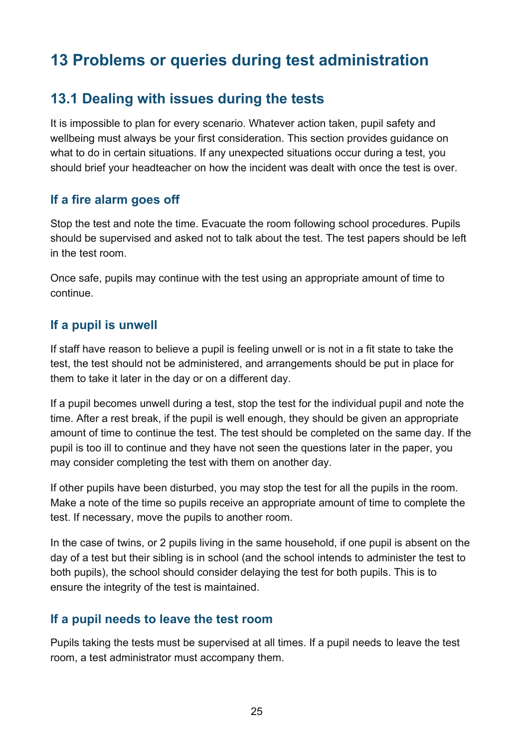# 13 Problems or queries during test administration

## 13.1 Dealing with issues during the tests

It is impossible to plan for every scenario. Whatever action taken, pupil safety and wellbeing must always be your first consideration. This section provides guidance on what to do in certain situations. If any unexpected situations occur during a test, you should brief your headteacher on how the incident was dealt with once the test is over.

### If a fire alarm goes off

Stop the test and note the time. Evacuate the room following school procedures. Pupils should be supervised and asked not to talk about the test. The test papers should be left in the test room.

Once safe, pupils may continue with the test using an appropriate amount of time to continue.

### If a pupil is unwell

If staff have reason to believe a pupil is feeling unwell or is not in a fit state to take the test, the test should not be administered, and arrangements should be put in place for them to take it later in the day or on a different day.

If a pupil becomes unwell during a test, stop the test for the individual pupil and note the time. After a rest break, if the pupil is well enough, they should be given an appropriate amount of time to continue the test. The test should be completed on the same day. If the pupil is too ill to continue and they have not seen the questions later in the paper, you may consider completing the test with them on another day.

If other pupils have been disturbed, you may stop the test for all the pupils in the room. Make a note of the time so pupils receive an appropriate amount of time to complete the test. If necessary, move the pupils to another room.

In the case of twins, or 2 pupils living in the same household, if one pupil is absent on the day of a test but their sibling is in school (and the school intends to administer the test to both pupils), the school should consider delaying the test for both pupils. This is to ensure the integrity of the test is maintained.

### If a pupil needs to leave the test room

Pupils taking the tests must be supervised at all times. If a pupil needs to leave the test room, a test administrator must accompany them.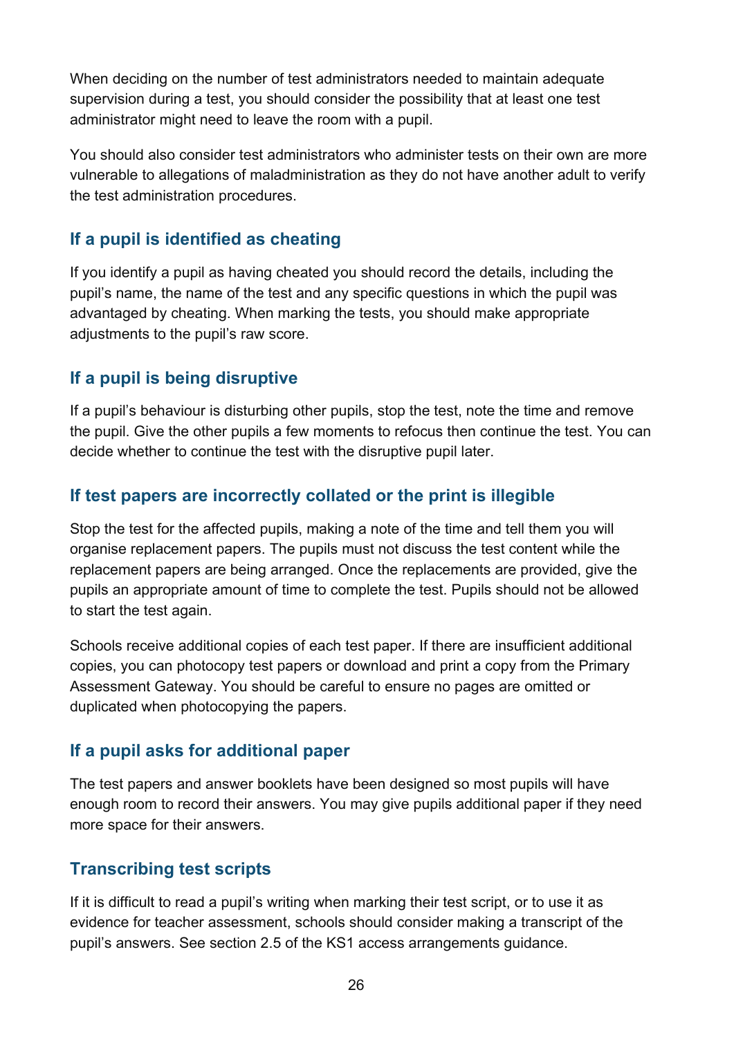When deciding on the number of test administrators needed to maintain adequate supervision during a test, you should consider the possibility that at least one test administrator might need to leave the room with a pupil.

You should also consider test administrators who administer tests on their own are more vulnerable to allegations of maladministration as they do not have another adult to verify the test administration procedures.

### If a pupil is identified as cheating

If you identify a pupil as having cheated you should record the details, including the pupil's name, the name of the test and any specific questions in which the pupil was advantaged by cheating. When marking the tests, you should make appropriate adjustments to the pupil's raw score.

### If a pupil is being disruptive

If a pupil's behaviour is disturbing other pupils, stop the test, note the time and remove the pupil. Give the other pupils a few moments to refocus then continue the test. You can decide whether to continue the test with the disruptive pupil later.

### If test papers are incorrectly collated or the print is illegible

Stop the test for the affected pupils, making a note of the time and tell them you will organise replacement papers. The pupils must not discuss the test content while the replacement papers are being arranged. Once the replacements are provided, give the pupils an appropriate amount of time to complete the test. Pupils should not be allowed to start the test again.

Schools receive additional copies of each test paper. If there are insufficient additional copies, you can photocopy test papers or download and print a copy from the Primary Assessment Gateway. You should be careful to ensure no pages are omitted or duplicated when photocopying the papers.

### If a pupil asks for additional paper

The test papers and answer booklets have been designed so most pupils will have enough room to record their answers. You may give pupils additional paper if they need more space for their answers.

### Transcribing test scripts

If it is difficult to read a pupil's writing when marking their test script, or to use it as evidence for teacher assessment, schools should consider making a transcript of the pupil's answers. See section 2.5 of the KS1 access arrangements guidance.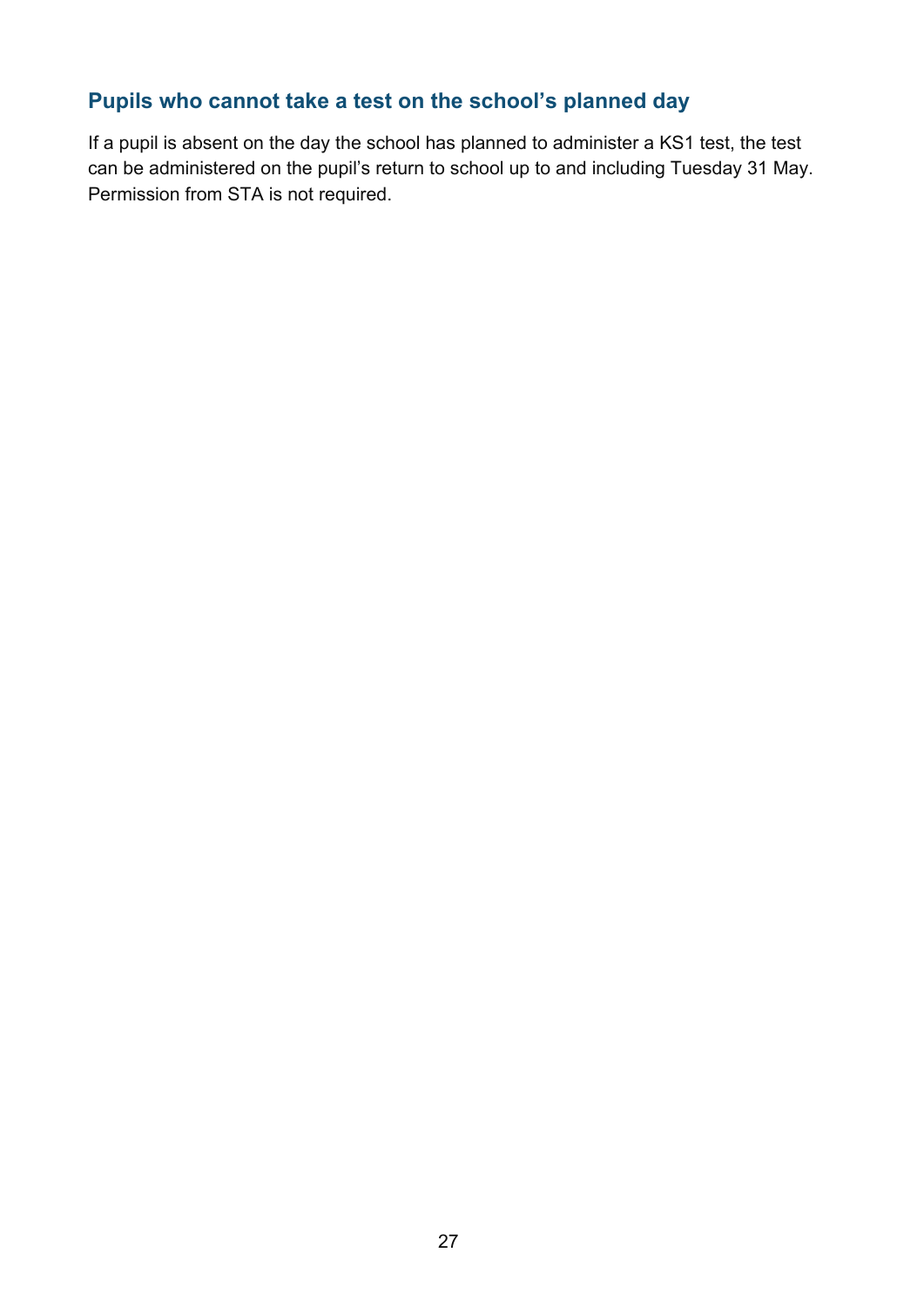## Pupils who cannot take a test on the school's planned day

If a pupil is absent on the day the school has planned to administer a KS1 test, the test can be administered on the pupil's return to school up to and including Tuesday 31 May. Permission from STA is not required.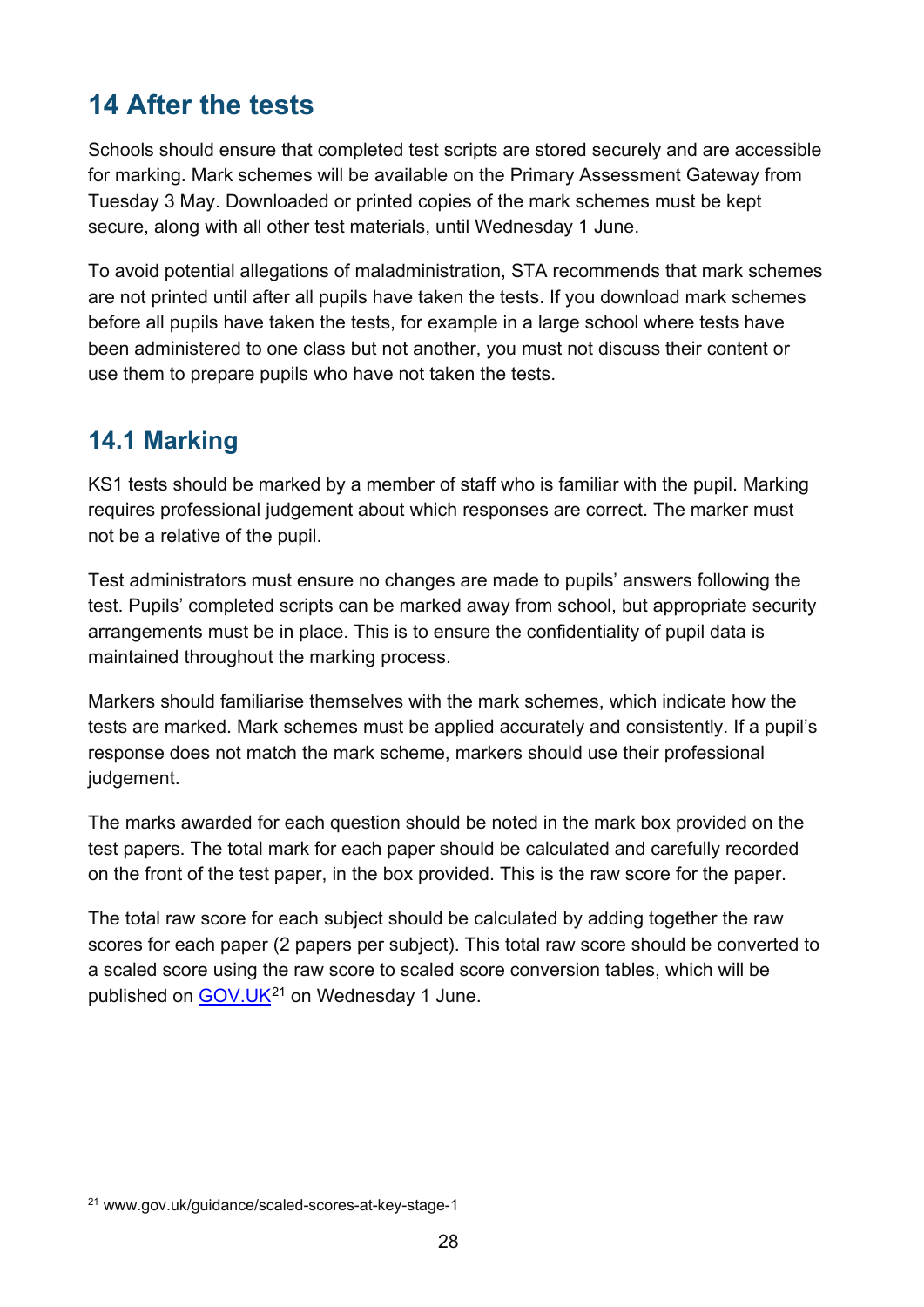## 14 After the tests

Schools should ensure that completed test scripts are stored securely and are accessible for marking. Mark schemes will be available on the Primary Assessment Gateway from Tuesday 3 May. Downloaded or printed copies of the mark schemes must be kept secure, along with all other test materials, until Wednesday 1 June.

To avoid potential allegations of maladministration, STA recommends that mark schemes are not printed until after all pupils have taken the tests. If you download mark schemes before all pupils have taken the tests, for example in a large school where tests have been administered to one class but not another, you must not discuss their content or use them to prepare pupils who have not taken the tests.

### 14.1 Marking

KS1 tests should be marked by a member of staff who is familiar with the pupil. Marking requires professional judgement about which responses are correct. The marker must not be a relative of the pupil.

Test administrators must ensure no changes are made to pupils' answers following the test. Pupils' completed scripts can be marked away from school, but appropriate security arrangements must be in place. This is to ensure the confidentiality of pupil data is maintained throughout the marking process.

Markers should familiarise themselves with the mark schemes, which indicate how the tests are marked. Mark schemes must be applied accurately and consistently. If a pupil's response does not match the mark scheme, markers should use their professional judgement.

The marks awarded for each question should be noted in the mark box provided on the test papers. The total mark for each paper should be calculated and carefully recorded on the front of the test paper, in the box provided. This is the raw score for the paper.

The total raw score for each subject should be calculated by adding together the raw scores for each paper (2 papers per subject). This total raw score should be converted to a scaled score using the raw score to scaled score conversion tables, which will be published on [GOV.UK](www.gov.uk/guidance/scaled-scores-at-key-stage-1)[21] on Wednesday 1 June.

---

[21] www.gov.uk/guidance/scaled-scores-at-key-stage-1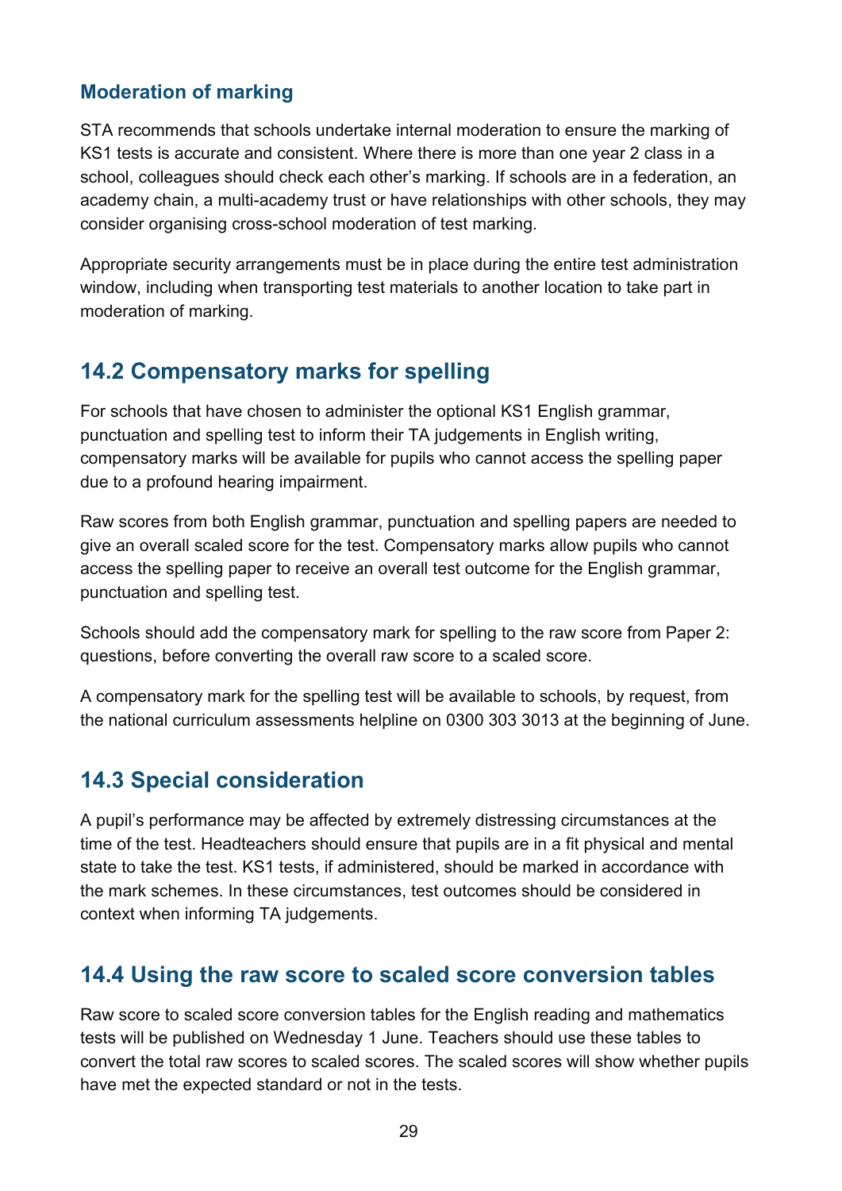### Moderation of marking

STA recommends that schools undertake internal moderation to ensure the marking of KS1 tests is accurate and consistent. Where there is more than one year 2 class in a school, colleagues should check each other's marking. If schools are in a federation, an academy chain, a multi-academy trust or have relationships with other schools, they may consider organising cross-school moderation of test marking.

Appropriate security arrangements must be in place during the entire test administration window, including when transporting test materials to another location to take part in moderation of marking.

## 14.2 Compensatory marks for spelling

For schools that have chosen to administer the optional KS1 English grammar, punctuation and spelling test to inform their TA judgements in English writing, compensatory marks will be available for pupils who cannot access the spelling paper due to a profound hearing impairment.

Raw scores from both English grammar, punctuation and spelling papers are needed to give an overall scaled score for the test. Compensatory marks allow pupils who cannot access the spelling paper to receive an overall test outcome for the English grammar, punctuation and spelling test.

Schools should add the compensatory mark for spelling to the raw score from Paper 2: questions, before converting the overall raw score to a scaled score.

A compensatory mark for the spelling test will be available to schools, by request, from the national curriculum assessments helpline on 0300 303 3013 at the beginning of June.

## 14.3 Special consideration

A pupil's performance may be affected by extremely distressing circumstances at the time of the test. Headteachers should ensure that pupils are in a fit physical and mental state to take the test. KS1 tests, if administered, should be marked in accordance with the mark schemes. In these circumstances, test outcomes should be considered in context when informing TA judgements.

## 14.4 Using the raw score to scaled score conversion tables

Raw score to scaled score conversion tables for the English reading and mathematics tests will be published on Wednesday 1 June. Teachers should use these tables to convert the total raw scores to scaled scores. The scaled scores will show whether pupils have met the expected standard or not in the tests.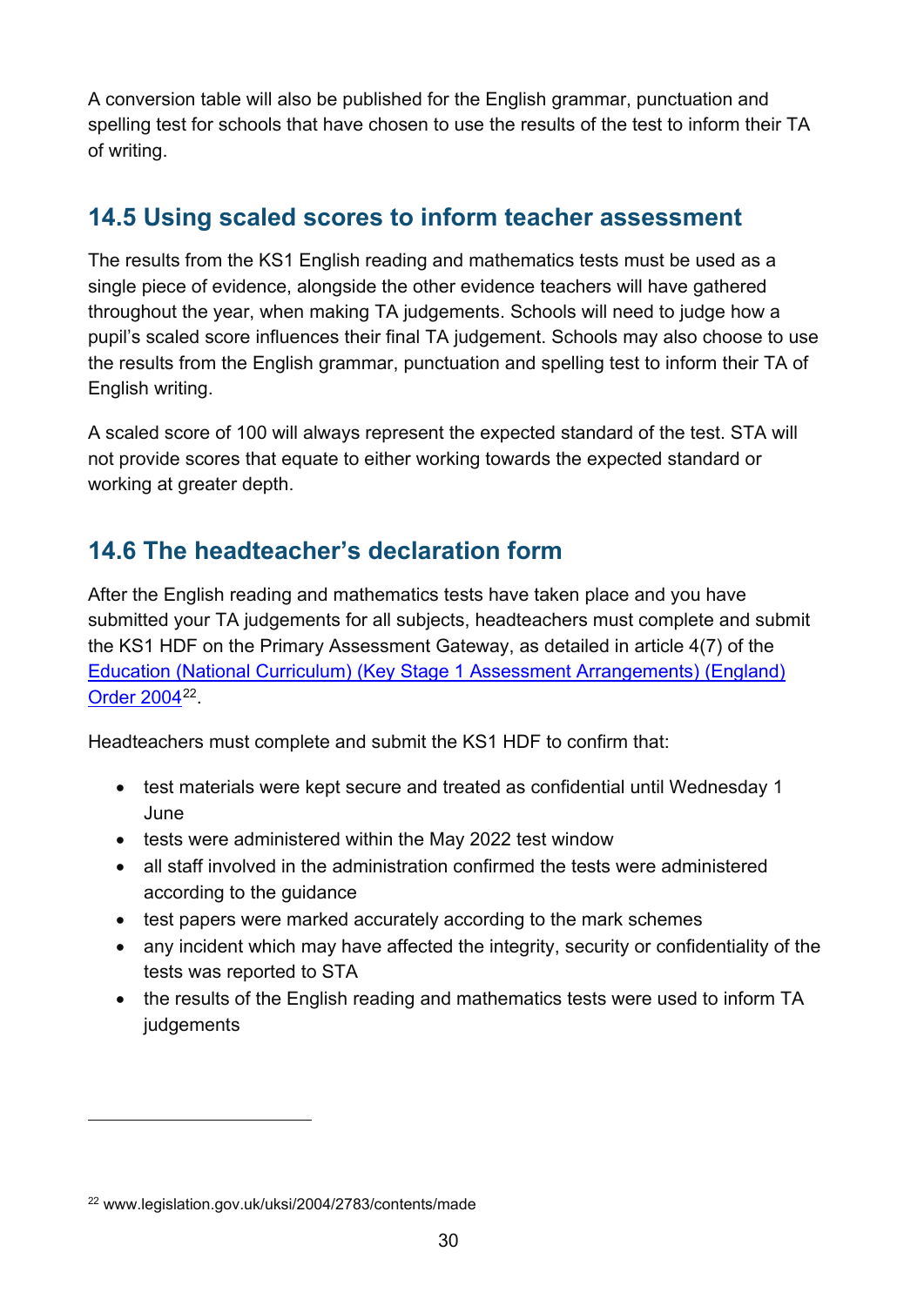A conversion table will also be published for the English grammar, punctuation and spelling test for schools that have chosen to use the results of the test to inform their TA of writing.

## 14.5 Using scaled scores to inform teacher assessment

The results from the KS1 English reading and mathematics tests must be used as a single piece of evidence, alongside the other evidence teachers will have gathered throughout the year, when making TA judgements. Schools will need to judge how a pupil's scaled score influences their final TA judgement. Schools may also choose to use the results from the English grammar, punctuation and spelling test to inform their TA of English writing.

A scaled score of 100 will always represent the expected standard of the test. STA will not provide scores that equate to either working towards the expected standard or working at greater depth.

## 14.6 The headteacher's declaration form

After the English reading and mathematics tests have taken place and you have submitted your TA judgements for all subjects, headteachers must complete and submit the KS1 HDF on the Primary Assessment Gateway, as detailed in article 4(7) of the [Education (National Curriculum) (Key Stage 1 Assessment Arrangements) (England) Order 2004](www.legislation.gov.uk/uksi/2004/2783/contents/made)[22].

Headteachers must complete and submit the KS1 HDF to confirm that:

- test materials were kept secure and treated as confidential until Wednesday 1 June
- tests were administered within the May 2022 test window
- all staff involved in the administration confirmed the tests were administered according to the guidance
- test papers were marked accurately according to the mark schemes
- any incident which may have affected the integrity, security or confidentiality of the tests was reported to STA
- the results of the English reading and mathematics tests were used to inform TA judgements

---

[22] www.legislation.gov.uk/uksi/2004/2783/contents/made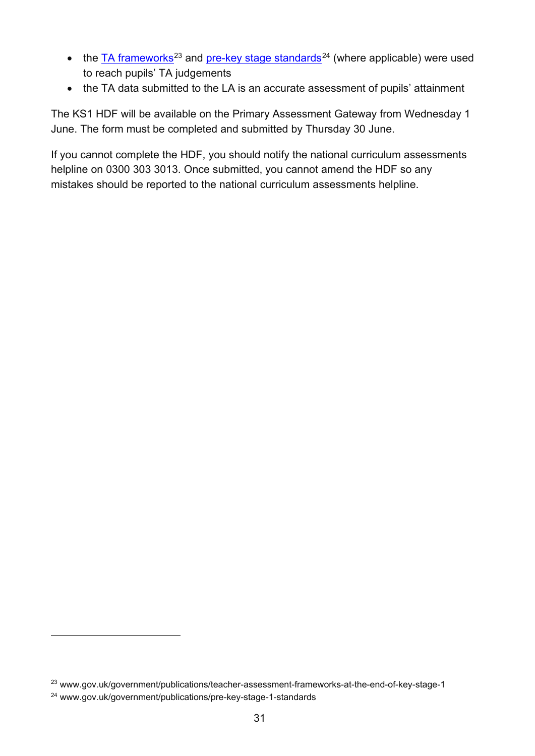- the [TA frameworks](www.gov.uk/government/publications/teacher-assessment-frameworks-at-the-end-of-key-stage-1)[23] and [pre-key stage standards](www.gov.uk/government/publications/pre-key-stage-1-standards)[24] (where applicable) were used to reach pupils' TA judgements
- the TA data submitted to the LA is an accurate assessment of pupils' attainment

The KS1 HDF will be available on the Primary Assessment Gateway from Wednesday 1 June. The form must be completed and submitted by Thursday 30 June.

If you cannot complete the HDF, you should notify the national curriculum assessments helpline on 0300 303 3013. Once submitted, you cannot amend the HDF so any mistakes should be reported to the national curriculum assessments helpline.

---

[23] www.gov.uk/government/publications/teacher-assessment-frameworks-at-the-end-of-key-stage-1

[24] www.gov.uk/government/publications/pre-key-stage-1-standards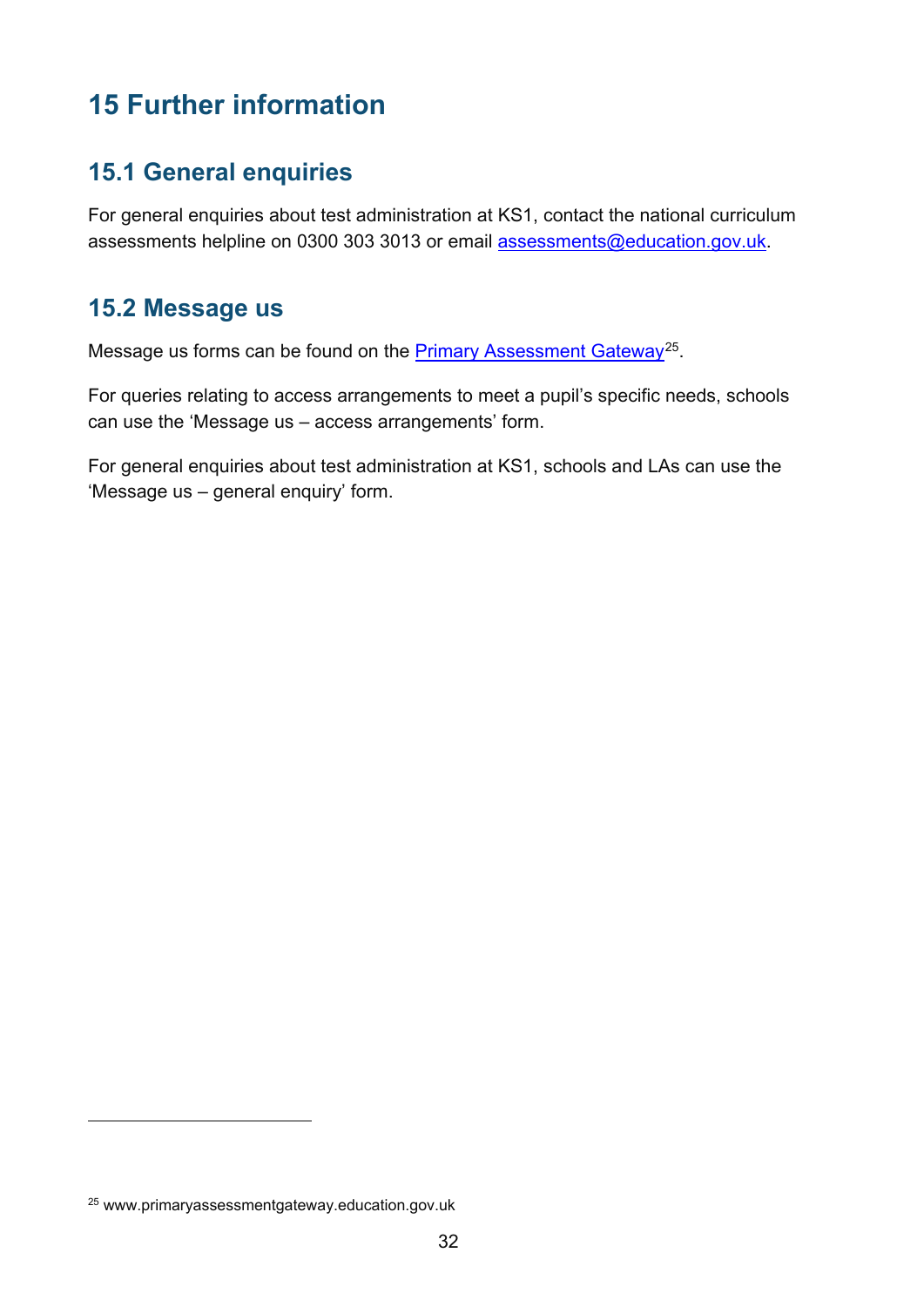# 15 Further information

## 15.1 General enquiries

For general enquiries about test administration at KS1, contact the national curriculum assessments helpline on 0300 303 3013 or email assessments@education.gov.uk.

## 15.2 Message us

Message us forms can be found on the Primary Assessment Gateway[25].

For queries relating to access arrangements to meet a pupil's specific needs, schools can use the 'Message us – access arrangements' form.

For general enquiries about test administration at KS1, schools and LAs can use the 'Message us – general enquiry' form.

[25] www.primaryassessmentgateway.education.gov.uk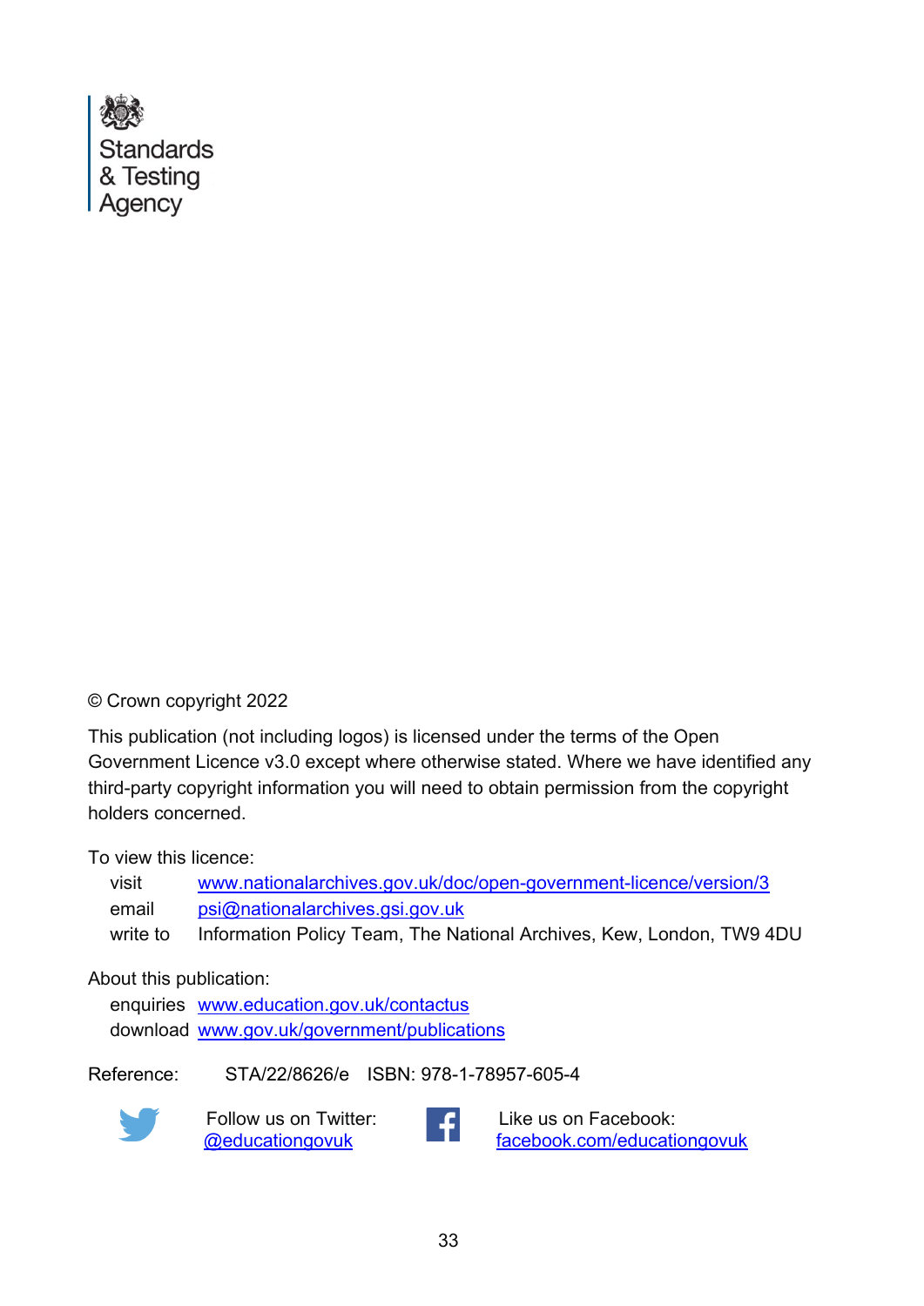Standards
& Testing
Agency

© Crown copyright 2022

This publication (not including logos) is licensed under the terms of the Open Government Licence v3.0 except where otherwise stated. Where we have identified any third-party copyright information you will need to obtain permission from the copyright holders concerned.

To view this licence:

visit www.nationalarchives.gov.uk/doc/open-government-licence/version/3
email psi@nationalarchives.gsi.gov.uk
write to Information Policy Team, The National Archives, Kew, London, TW9 4DU

About this publication:

enquiries www.education.gov.uk/contactus
download www.gov.uk/government/publications

Reference: STA/22/8626/e ISBN: 978-1-78957-605-4

Follow us on Twitter: @educationgovuk

Like us on Facebook: facebook.com/educationgovuk